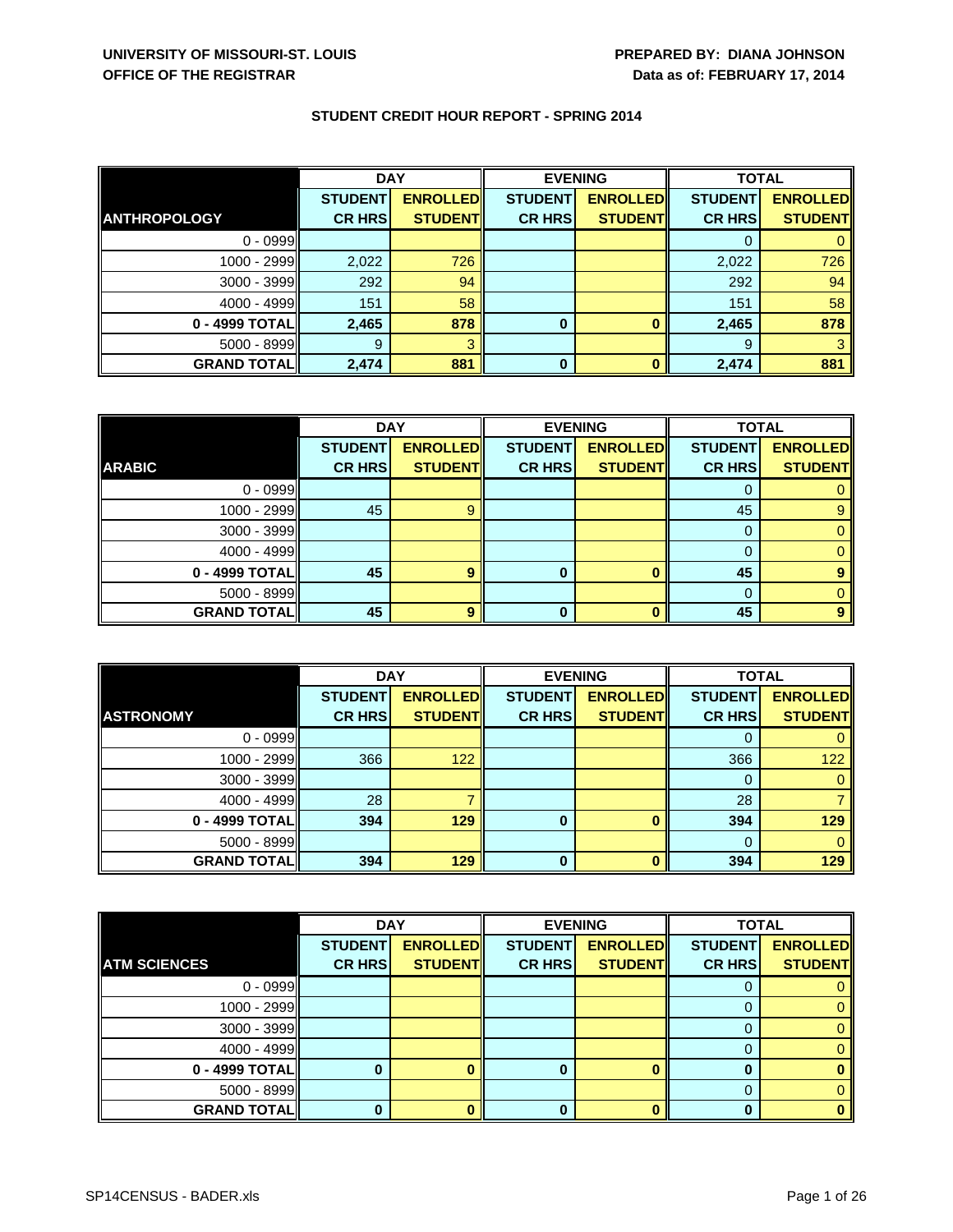UNIVERSITY OF MISSOURI-ST. LOUIS
OFFICE OF THE REGISTRAR

PREPARED BY: DIANA JOHNSON
Data as of: FEBRUARY 17, 2014

## STUDENT CREDIT HOUR REPORT - SPRING 2014

| | DAY | | EVENING | | TOTAL | |
|---|---|---|---|---|---|---|
| **ANTHROPOLOGY** | **STUDENT CR HRS** | **ENROLLED STUDENT** | **STUDENT CR HRS** | **ENROLLED STUDENT** | **STUDENT CR HRS** | **ENROLLED STUDENT** |
| 0 - 0999 | | | | | 0 | 0 |
| 1000 - 2999 | 2,022 | 726 | | | 2,022 | 726 |
| 3000 - 3999 | 292 | 94 | | | 292 | 94 |
| 4000 - 4999 | 151 | 58 | | | 151 | 58 |
| **0 - 4999 TOTAL** | **2,465** | **878** | **0** | **0** | **2,465** | **878** |
| 5000 - 8999 | 9 | 3 | | | 9 | 3 |
| **GRAND TOTAL** | **2,474** | **881** | **0** | **0** | **2,474** | **881** |

| | DAY | | EVENING | | TOTAL | |
|---|---|---|---|---|---|---|
| **ARABIC** | **STUDENT CR HRS** | **ENROLLED STUDENT** | **STUDENT CR HRS** | **ENROLLED STUDENT** | **STUDENT CR HRS** | **ENROLLED STUDENT** |
| 0 - 0999 | | | | | 0 | 0 |
| 1000 - 2999 | 45 | 9 | | | 45 | 9 |
| 3000 - 3999 | | | | | 0 | 0 |
| 4000 - 4999 | | | | | 0 | 0 |
| **0 - 4999 TOTAL** | **45** | **9** | **0** | **0** | **45** | **9** |
| 5000 - 8999 | | | | | 0 | 0 |
| **GRAND TOTAL** | **45** | **9** | **0** | **0** | **45** | **9** |

| | DAY | | EVENING | | TOTAL | |
|---|---|---|---|---|---|---|
| **ASTRONOMY** | **STUDENT CR HRS** | **ENROLLED STUDENT** | **STUDENT CR HRS** | **ENROLLED STUDENT** | **STUDENT CR HRS** | **ENROLLED STUDENT** |
| 0 - 0999 | | | | | 0 | 0 |
| 1000 - 2999 | 366 | 122 | | | 366 | 122 |
| 3000 - 3999 | | | | | 0 | 0 |
| 4000 - 4999 | 28 | 7 | | | 28 | 7 |
| **0 - 4999 TOTAL** | **394** | **129** | **0** | **0** | **394** | **129** |
| 5000 - 8999 | | | | | 0 | 0 |
| **GRAND TOTAL** | **394** | **129** | **0** | **0** | **394** | **129** |

| | DAY | | EVENING | | TOTAL | |
|---|---|---|---|---|---|---|
| **ATM SCIENCES** | **STUDENT CR HRS** | **ENROLLED STUDENT** | **STUDENT CR HRS** | **ENROLLED STUDENT** | **STUDENT CR HRS** | **ENROLLED STUDENT** |
| 0 - 0999 | | | | | 0 | 0 |
| 1000 - 2999 | | | | | 0 | 0 |
| 3000 - 3999 | | | | | 0 | 0 |
| 4000 - 4999 | | | | | 0 | 0 |
| **0 - 4999 TOTAL** | **0** | **0** | **0** | **0** | **0** | **0** |
| 5000 - 8999 | | | | | 0 | 0 |
| **GRAND TOTAL** | **0** | **0** | **0** | **0** | **0** | **0** |

SP14CENSUS - BADER.xls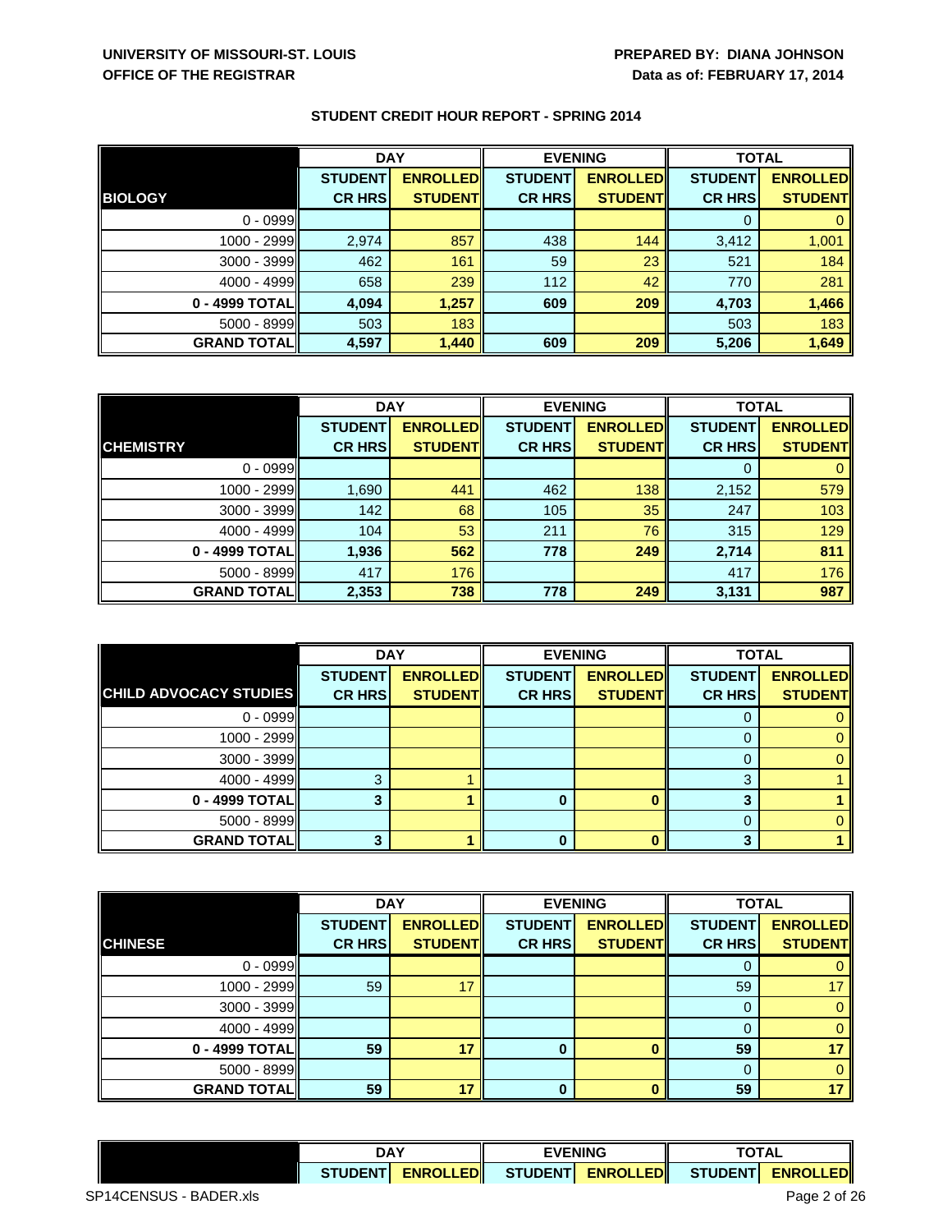UNIVERSITY OF MISSOURI-ST. LOUIS
OFFICE OF THE REGISTRAR

PREPARED BY: DIANA JOHNSON
Data as of: FEBRUARY 17, 2014

## STUDENT CREDIT HOUR REPORT - SPRING 2014

| | DAY | | EVENING | | TOTAL | |
|---|---|---|---|---|---|---|
| **BIOLOGY** | **STUDENT CR HRS** | **ENROLLED STUDENT** | **STUDENT CR HRS** | **ENROLLED STUDENT** | **STUDENT CR HRS** | **ENROLLED STUDENT** |
| 0 - 0999 | | | | | 0 | 0 |
| 1000 - 2999 | 2,974 | 857 | 438 | 144 | 3,412 | 1,001 |
| 3000 - 3999 | 462 | 161 | 59 | 23 | 521 | 184 |
| 4000 - 4999 | 658 | 239 | 112 | 42 | 770 | 281 |
| **0 - 4999 TOTAL** | **4,094** | **1,257** | **609** | **209** | **4,703** | **1,466** |
| 5000 - 8999 | 503 | 183 | | | 503 | 183 |
| **GRAND TOTAL** | **4,597** | **1,440** | **609** | **209** | **5,206** | **1,649** |

| | DAY | | EVENING | | TOTAL | |
|---|---|---|---|---|---|---|
| **CHEMISTRY** | **STUDENT CR HRS** | **ENROLLED STUDENT** | **STUDENT CR HRS** | **ENROLLED STUDENT** | **STUDENT CR HRS** | **ENROLLED STUDENT** |
| 0 - 0999 | | | | | 0 | 0 |
| 1000 - 2999 | 1,690 | 441 | 462 | 138 | 2,152 | 579 |
| 3000 - 3999 | 142 | 68 | 105 | 35 | 247 | 103 |
| 4000 - 4999 | 104 | 53 | 211 | 76 | 315 | 129 |
| **0 - 4999 TOTAL** | **1,936** | **562** | **778** | **249** | **2,714** | **811** |
| 5000 - 8999 | 417 | 176 | | | 417 | 176 |
| **GRAND TOTAL** | **2,353** | **738** | **778** | **249** | **3,131** | **987** |

| | DAY | | EVENING | | TOTAL | |
|---|---|---|---|---|---|---|
| **CHILD ADVOCACY STUDIES** | **STUDENT CR HRS** | **ENROLLED STUDENT** | **STUDENT CR HRS** | **ENROLLED STUDENT** | **STUDENT CR HRS** | **ENROLLED STUDENT** |
| 0 - 0999 | | | | | 0 | 0 |
| 1000 - 2999 | | | | | 0 | 0 |
| 3000 - 3999 | | | | | 0 | 0 |
| 4000 - 4999 | 3 | 1 | | | 3 | 1 |
| **0 - 4999 TOTAL** | **3** | **1** | **0** | **0** | **3** | **1** |
| 5000 - 8999 | | | | | 0 | 0 |
| **GRAND TOTAL** | **3** | **1** | **0** | **0** | **3** | **1** |

| | DAY | | EVENING | | TOTAL | |
|---|---|---|---|---|---|---|
| **CHINESE** | **STUDENT CR HRS** | **ENROLLED STUDENT** | **STUDENT CR HRS** | **ENROLLED STUDENT** | **STUDENT CR HRS** | **ENROLLED STUDENT** |
| 0 - 0999 | | | | | 0 | 0 |
| 1000 - 2999 | 59 | 17 | | | 59 | 17 |
| 3000 - 3999 | | | | | 0 | 0 |
| 4000 - 4999 | | | | | 0 | 0 |
| **0 - 4999 TOTAL** | **59** | **17** | **0** | **0** | **59** | **17** |
| 5000 - 8999 | | | | | 0 | 0 |
| **GRAND TOTAL** | **59** | **17** | **0** | **0** | **59** | **17** |

| | DAY | | EVENING | | TOTAL | |
|---|---|---|---|---|---|---|
| | **STUDENT** | **ENROLLED** | **STUDENT** | **ENROLLED** | **STUDENT** | **ENROLLED** |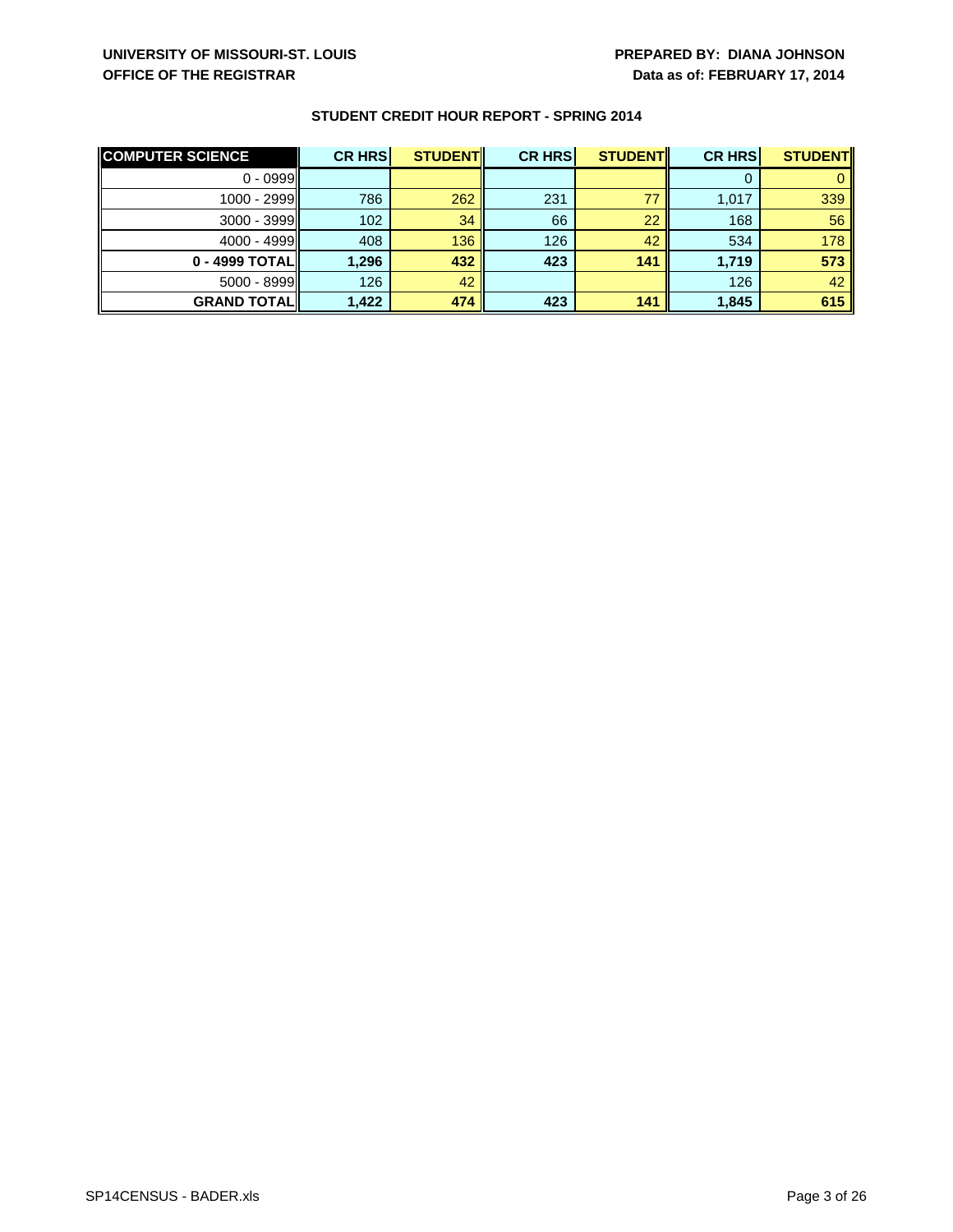## STUDENT CREDIT HOUR REPORT - SPRING 2014

| COMPUTER SCIENCE | CR HRS | STUDENT | CR HRS | STUDENT | CR HRS | STUDENT |
|---|---|---|---|---|---|---|
| 0 - 0999 | | | | | 0 | 0 |
| 1000 - 2999 | 786 | 262 | 231 | 77 | 1,017 | 339 |
| 3000 - 3999 | 102 | 34 | 66 | 22 | 168 | 56 |
| 4000 - 4999 | 408 | 136 | 126 | 42 | 534 | 178 |
| **0 - 4999 TOTAL** | **1,296** | **432** | **423** | **141** | **1,719** | **573** |
| 5000 - 8999 | 126 | 42 | | | 126 | 42 |
| **GRAND TOTAL** | **1,422** | **474** | **423** | **141** | **1,845** | **615** |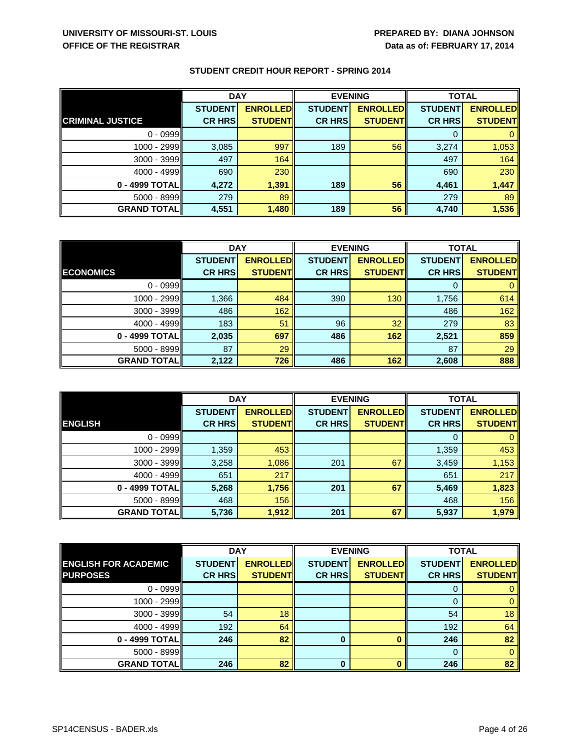UNIVERSITY OF MISSOURI-ST. LOUIS
OFFICE OF THE REGISTRAR

PREPARED BY: DIANA JOHNSON
Data as of: FEBRUARY 17, 2014

## STUDENT CREDIT HOUR REPORT - SPRING 2014

| | DAY | | EVENING | | TOTAL | |
|---|---|---|---|---|---|---|
| **CRIMINAL JUSTICE** | **STUDENT CR HRS** | **ENROLLED STUDENT** | **STUDENT CR HRS** | **ENROLLED STUDENT** | **STUDENT CR HRS** | **ENROLLED STUDENT** |
| 0 - 0999 | | | | | 0 | 0 |
| 1000 - 2999 | 3,085 | 997 | 189 | 56 | 3,274 | 1,053 |
| 3000 - 3999 | 497 | 164 | | | 497 | 164 |
| 4000 - 4999 | 690 | 230 | | | 690 | 230 |
| **0 - 4999 TOTAL** | **4,272** | **1,391** | **189** | **56** | **4,461** | **1,447** |
| 5000 - 8999 | 279 | 89 | | | 279 | 89 |
| **GRAND TOTAL** | **4,551** | **1,480** | **189** | **56** | **4,740** | **1,536** |

| | DAY | | EVENING | | TOTAL | |
|---|---|---|---|---|---|---|
| **ECONOMICS** | **STUDENT CR HRS** | **ENROLLED STUDENT** | **STUDENT CR HRS** | **ENROLLED STUDENT** | **STUDENT CR HRS** | **ENROLLED STUDENT** |
| 0 - 0999 | | | | | 0 | 0 |
| 1000 - 2999 | 1,366 | 484 | 390 | 130 | 1,756 | 614 |
| 3000 - 3999 | 486 | 162 | | | 486 | 162 |
| 4000 - 4999 | 183 | 51 | 96 | 32 | 279 | 83 |
| **0 - 4999 TOTAL** | **2,035** | **697** | **486** | **162** | **2,521** | **859** |
| 5000 - 8999 | 87 | 29 | | | 87 | 29 |
| **GRAND TOTAL** | **2,122** | **726** | **486** | **162** | **2,608** | **888** |

| | DAY | | EVENING | | TOTAL | |
|---|---|---|---|---|---|---|
| **ENGLISH** | **STUDENT CR HRS** | **ENROLLED STUDENT** | **STUDENT CR HRS** | **ENROLLED STUDENT** | **STUDENT CR HRS** | **ENROLLED STUDENT** |
| 0 - 0999 | | | | | 0 | 0 |
| 1000 - 2999 | 1,359 | 453 | | | 1,359 | 453 |
| 3000 - 3999 | 3,258 | 1,086 | 201 | 67 | 3,459 | 1,153 |
| 4000 - 4999 | 651 | 217 | | | 651 | 217 |
| **0 - 4999 TOTAL** | **5,268** | **1,756** | **201** | **67** | **5,469** | **1,823** |
| 5000 - 8999 | 468 | 156 | | | 468 | 156 |
| **GRAND TOTAL** | **5,736** | **1,912** | **201** | **67** | **5,937** | **1,979** |

| | DAY | | EVENING | | TOTAL | |
|---|---|---|---|---|---|---|
| **ENGLISH FOR ACADEMIC PURPOSES** | **STUDENT CR HRS** | **ENROLLED STUDENT** | **STUDENT CR HRS** | **ENROLLED STUDENT** | **STUDENT CR HRS** | **ENROLLED STUDENT** |
| 0 - 0999 | | | | | 0 | 0 |
| 1000 - 2999 | | | | | 0 | 0 |
| 3000 - 3999 | 54 | 18 | | | 54 | 18 |
| 4000 - 4999 | 192 | 64 | | | 192 | 64 |
| **0 - 4999 TOTAL** | **246** | **82** | **0** | **0** | **246** | **82** |
| 5000 - 8999 | | | | | 0 | 0 |
| **GRAND TOTAL** | **246** | **82** | **0** | **0** | **246** | **82** |

SP14CENSUS - BADER.xls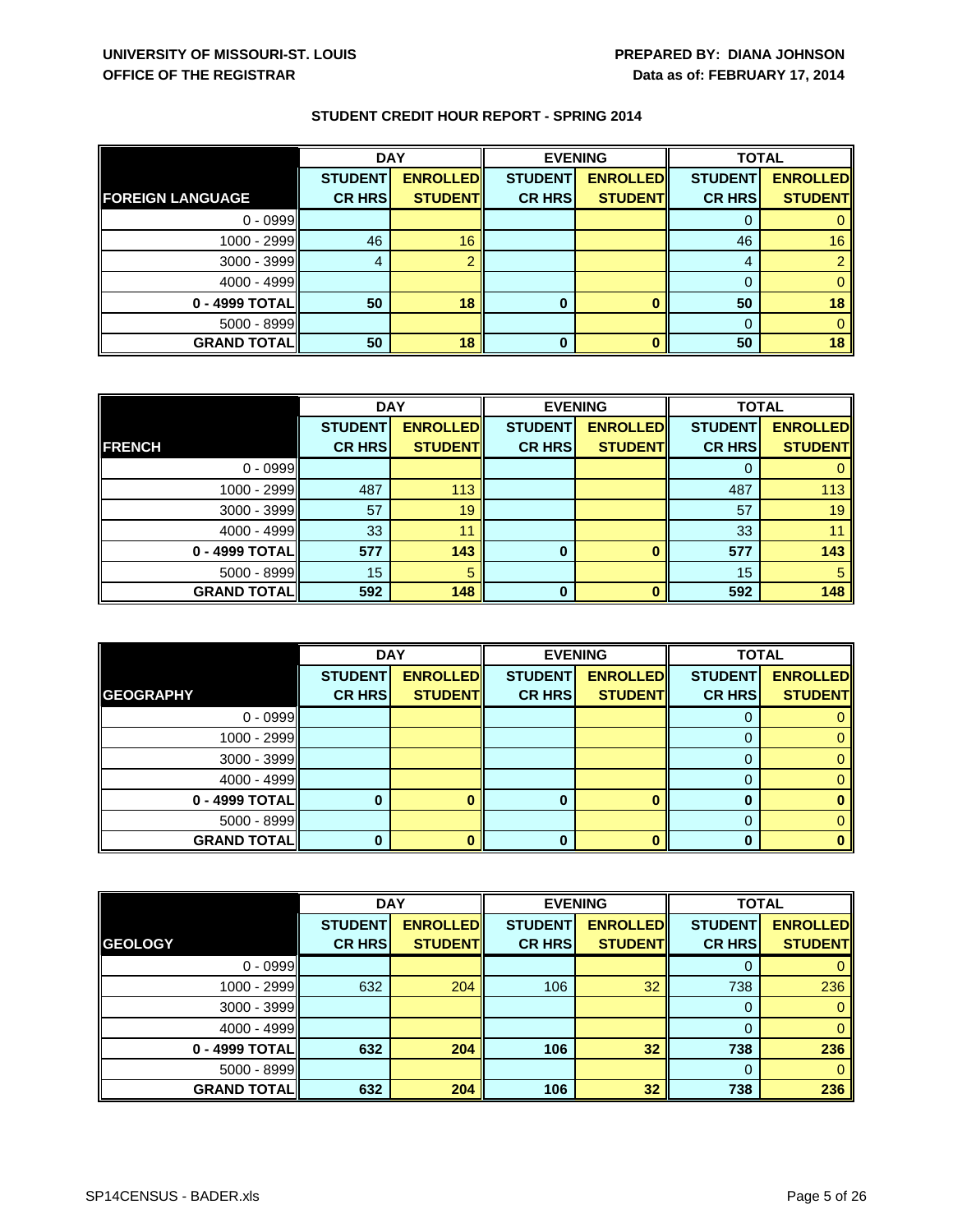UNIVERSITY OF MISSOURI-ST. LOUIS
OFFICE OF THE REGISTRAR

PREPARED BY: DIANA JOHNSON
Data as of: FEBRUARY 17, 2014

## STUDENT CREDIT HOUR REPORT - SPRING 2014

| | DAY | | EVENING | | TOTAL | |
|---|---|---|---|---|---|---|
| **FOREIGN LANGUAGE** | **STUDENT CR HRS** | **ENROLLED STUDENT** | **STUDENT CR HRS** | **ENROLLED STUDENT** | **STUDENT CR HRS** | **ENROLLED STUDENT** |
| 0 - 0999 | | | | | 0 | 0 |
| 1000 - 2999 | 46 | 16 | | | 46 | 16 |
| 3000 - 3999 | 4 | 2 | | | 4 | 2 |
| 4000 - 4999 | | | | | 0 | 0 |
| **0 - 4999 TOTAL** | **50** | **18** | **0** | **0** | **50** | **18** |
| 5000 - 8999 | | | | | 0 | 0 |
| **GRAND TOTAL** | **50** | **18** | **0** | **0** | **50** | **18** |

| | DAY | | EVENING | | TOTAL | |
|---|---|---|---|---|---|---|
| **FRENCH** | **STUDENT CR HRS** | **ENROLLED STUDENT** | **STUDENT CR HRS** | **ENROLLED STUDENT** | **STUDENT CR HRS** | **ENROLLED STUDENT** |
| 0 - 0999 | | | | | 0 | 0 |
| 1000 - 2999 | 487 | 113 | | | 487 | 113 |
| 3000 - 3999 | 57 | 19 | | | 57 | 19 |
| 4000 - 4999 | 33 | 11 | | | 33 | 11 |
| **0 - 4999 TOTAL** | **577** | **143** | **0** | **0** | **577** | **143** |
| 5000 - 8999 | 15 | 5 | | | 15 | 5 |
| **GRAND TOTAL** | **592** | **148** | **0** | **0** | **592** | **148** |

| | DAY | | EVENING | | TOTAL | |
|---|---|---|---|---|---|---|
| **GEOGRAPHY** | **STUDENT CR HRS** | **ENROLLED STUDENT** | **STUDENT CR HRS** | **ENROLLED STUDENT** | **STUDENT CR HRS** | **ENROLLED STUDENT** |
| 0 - 0999 | | | | | 0 | 0 |
| 1000 - 2999 | | | | | 0 | 0 |
| 3000 - 3999 | | | | | 0 | 0 |
| 4000 - 4999 | | | | | 0 | 0 |
| **0 - 4999 TOTAL** | **0** | **0** | **0** | **0** | **0** | **0** |
| 5000 - 8999 | | | | | 0 | 0 |
| **GRAND TOTAL** | **0** | **0** | **0** | **0** | **0** | **0** |

| | DAY | | EVENING | | TOTAL | |
|---|---|---|---|---|---|---|
| **GEOLOGY** | **STUDENT CR HRS** | **ENROLLED STUDENT** | **STUDENT CR HRS** | **ENROLLED STUDENT** | **STUDENT CR HRS** | **ENROLLED STUDENT** |
| 0 - 0999 | | | | | 0 | 0 |
| 1000 - 2999 | 632 | 204 | 106 | 32 | 738 | 236 |
| 3000 - 3999 | | | | | 0 | 0 |
| 4000 - 4999 | | | | | 0 | 0 |
| **0 - 4999 TOTAL** | **632** | **204** | **106** | **32** | **738** | **236** |
| 5000 - 8999 | | | | | 0 | 0 |
| **GRAND TOTAL** | **632** | **204** | **106** | **32** | **738** | **236** |

SP14CENSUS - BADER.xls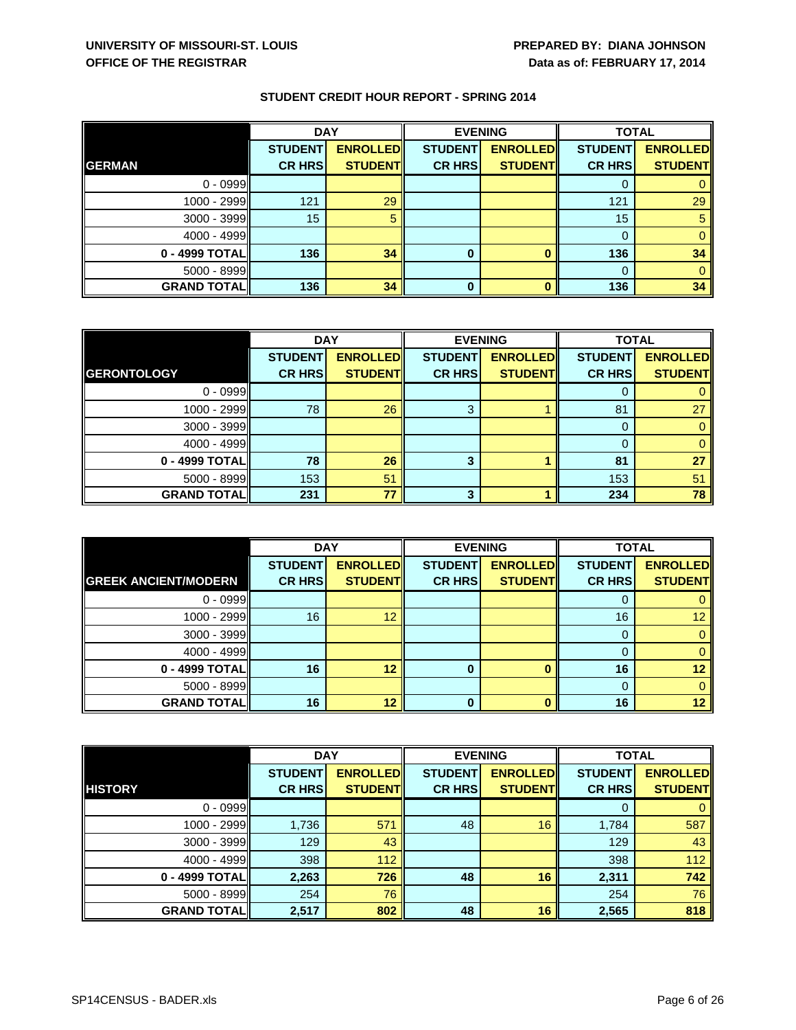UNIVERSITY OF MISSOURI-ST. LOUIS
OFFICE OF THE REGISTRAR

PREPARED BY: DIANA JOHNSON
Data as of: FEBRUARY 17, 2014

## STUDENT CREDIT HOUR REPORT - SPRING 2014

| | DAY | | EVENING | | TOTAL | |
|---|---|---|---|---|---|---|
| **GERMAN** | **STUDENT CR HRS** | **ENROLLED STUDENT** | **STUDENT CR HRS** | **ENROLLED STUDENT** | **STUDENT CR HRS** | **ENROLLED STUDENT** |
| 0 - 0999 | | | | | 0 | 0 |
| 1000 - 2999 | 121 | 29 | | | 121 | 29 |
| 3000 - 3999 | 15 | 5 | | | 15 | 5 |
| 4000 - 4999 | | | | | 0 | 0 |
| **0 - 4999 TOTAL** | **136** | **34** | **0** | **0** | **136** | **34** |
| 5000 - 8999 | | | | | 0 | 0 |
| **GRAND TOTAL** | **136** | **34** | **0** | **0** | **136** | **34** |

| | DAY | | EVENING | | TOTAL | |
|---|---|---|---|---|---|---|
| **GERONTOLOGY** | **STUDENT CR HRS** | **ENROLLED STUDENT** | **STUDENT CR HRS** | **ENROLLED STUDENT** | **STUDENT CR HRS** | **ENROLLED STUDENT** |
| 0 - 0999 | | | | | 0 | 0 |
| 1000 - 2999 | 78 | 26 | 3 | 1 | 81 | 27 |
| 3000 - 3999 | | | | | 0 | 0 |
| 4000 - 4999 | | | | | 0 | 0 |
| **0 - 4999 TOTAL** | **78** | **26** | **3** | **1** | **81** | **27** |
| 5000 - 8999 | 153 | 51 | | | 153 | 51 |
| **GRAND TOTAL** | **231** | **77** | **3** | **1** | **234** | **78** |

| | DAY | | EVENING | | TOTAL | |
|---|---|---|---|---|---|---|
| **GREEK ANCIENT/MODERN** | **STUDENT CR HRS** | **ENROLLED STUDENT** | **STUDENT CR HRS** | **ENROLLED STUDENT** | **STUDENT CR HRS** | **ENROLLED STUDENT** |
| 0 - 0999 | | | | | 0 | 0 |
| 1000 - 2999 | 16 | 12 | | | 16 | 12 |
| 3000 - 3999 | | | | | 0 | 0 |
| 4000 - 4999 | | | | | 0 | 0 |
| **0 - 4999 TOTAL** | **16** | **12** | **0** | **0** | **16** | **12** |
| 5000 - 8999 | | | | | 0 | 0 |
| **GRAND TOTAL** | **16** | **12** | **0** | **0** | **16** | **12** |

| | DAY | | EVENING | | TOTAL | |
|---|---|---|---|---|---|---|
| **HISTORY** | **STUDENT CR HRS** | **ENROLLED STUDENT** | **STUDENT CR HRS** | **ENROLLED STUDENT** | **STUDENT CR HRS** | **ENROLLED STUDENT** |
| 0 - 0999 | | | | | 0 | 0 |
| 1000 - 2999 | 1,736 | 571 | 48 | 16 | 1,784 | 587 |
| 3000 - 3999 | 129 | 43 | | | 129 | 43 |
| 4000 - 4999 | 398 | 112 | | | 398 | 112 |
| **0 - 4999 TOTAL** | **2,263** | **726** | **48** | **16** | **2,311** | **742** |
| 5000 - 8999 | 254 | 76 | | | 254 | 76 |
| **GRAND TOTAL** | **2,517** | **802** | **48** | **16** | **2,565** | **818** |

SP14CENSUS - BADER.xls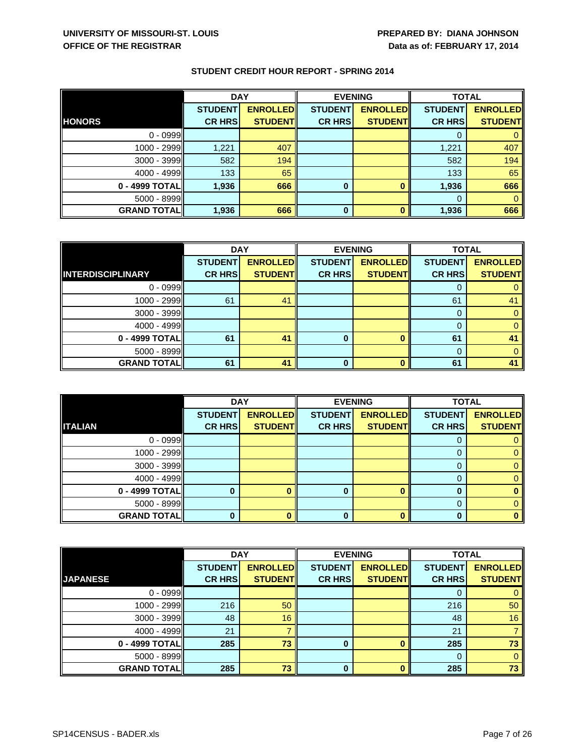UNIVERSITY OF MISSOURI-ST. LOUIS
OFFICE OF THE REGISTRAR

PREPARED BY: DIANA JOHNSON
Data as of: FEBRUARY 17, 2014

## STUDENT CREDIT HOUR REPORT - SPRING 2014

| | DAY | | EVENING | | TOTAL | |
|---|---|---|---|---|---|---|
| **HONORS** | **STUDENT CR HRS** | **ENROLLED STUDENT** | **STUDENT CR HRS** | **ENROLLED STUDENT** | **STUDENT CR HRS** | **ENROLLED STUDENT** |
| 0 - 0999 | | | | | 0 | 0 |
| 1000 - 2999 | 1,221 | 407 | | | 1,221 | 407 |
| 3000 - 3999 | 582 | 194 | | | 582 | 194 |
| 4000 - 4999 | 133 | 65 | | | 133 | 65 |
| **0 - 4999 TOTAL** | **1,936** | **666** | **0** | **0** | **1,936** | **666** |
| 5000 - 8999 | | | | | 0 | 0 |
| **GRAND TOTAL** | **1,936** | **666** | **0** | **0** | **1,936** | **666** |

| | DAY | | EVENING | | TOTAL | |
|---|---|---|---|---|---|---|
| **INTERDISCIPLINARY** | **STUDENT CR HRS** | **ENROLLED STUDENT** | **STUDENT CR HRS** | **ENROLLED STUDENT** | **STUDENT CR HRS** | **ENROLLED STUDENT** |
| 0 - 0999 | | | | | 0 | 0 |
| 1000 - 2999 | 61 | 41 | | | 61 | 41 |
| 3000 - 3999 | | | | | 0 | 0 |
| 4000 - 4999 | | | | | 0 | 0 |
| **0 - 4999 TOTAL** | **61** | **41** | **0** | **0** | **61** | **41** |
| 5000 - 8999 | | | | | 0 | 0 |
| **GRAND TOTAL** | **61** | **41** | **0** | **0** | **61** | **41** |

| | DAY | | EVENING | | TOTAL | |
|---|---|---|---|---|---|---|
| **ITALIAN** | **STUDENT CR HRS** | **ENROLLED STUDENT** | **STUDENT CR HRS** | **ENROLLED STUDENT** | **STUDENT CR HRS** | **ENROLLED STUDENT** |
| 0 - 0999 | | | | | 0 | 0 |
| 1000 - 2999 | | | | | 0 | 0 |
| 3000 - 3999 | | | | | 0 | 0 |
| 4000 - 4999 | | | | | 0 | 0 |
| **0 - 4999 TOTAL** | **0** | **0** | **0** | **0** | **0** | **0** |
| 5000 - 8999 | | | | | 0 | 0 |
| **GRAND TOTAL** | **0** | **0** | **0** | **0** | **0** | **0** |

| | DAY | | EVENING | | TOTAL | |
|---|---|---|---|---|---|---|
| **JAPANESE** | **STUDENT CR HRS** | **ENROLLED STUDENT** | **STUDENT CR HRS** | **ENROLLED STUDENT** | **STUDENT CR HRS** | **ENROLLED STUDENT** |
| 0 - 0999 | | | | | 0 | 0 |
| 1000 - 2999 | 216 | 50 | | | 216 | 50 |
| 3000 - 3999 | 48 | 16 | | | 48 | 16 |
| 4000 - 4999 | 21 | 7 | | | 21 | 7 |
| **0 - 4999 TOTAL** | **285** | **73** | **0** | **0** | **285** | **73** |
| 5000 - 8999 | | | | | 0 | 0 |
| **GRAND TOTAL** | **285** | **73** | **0** | **0** | **285** | **73** |

SP14CENSUS - BADER.xls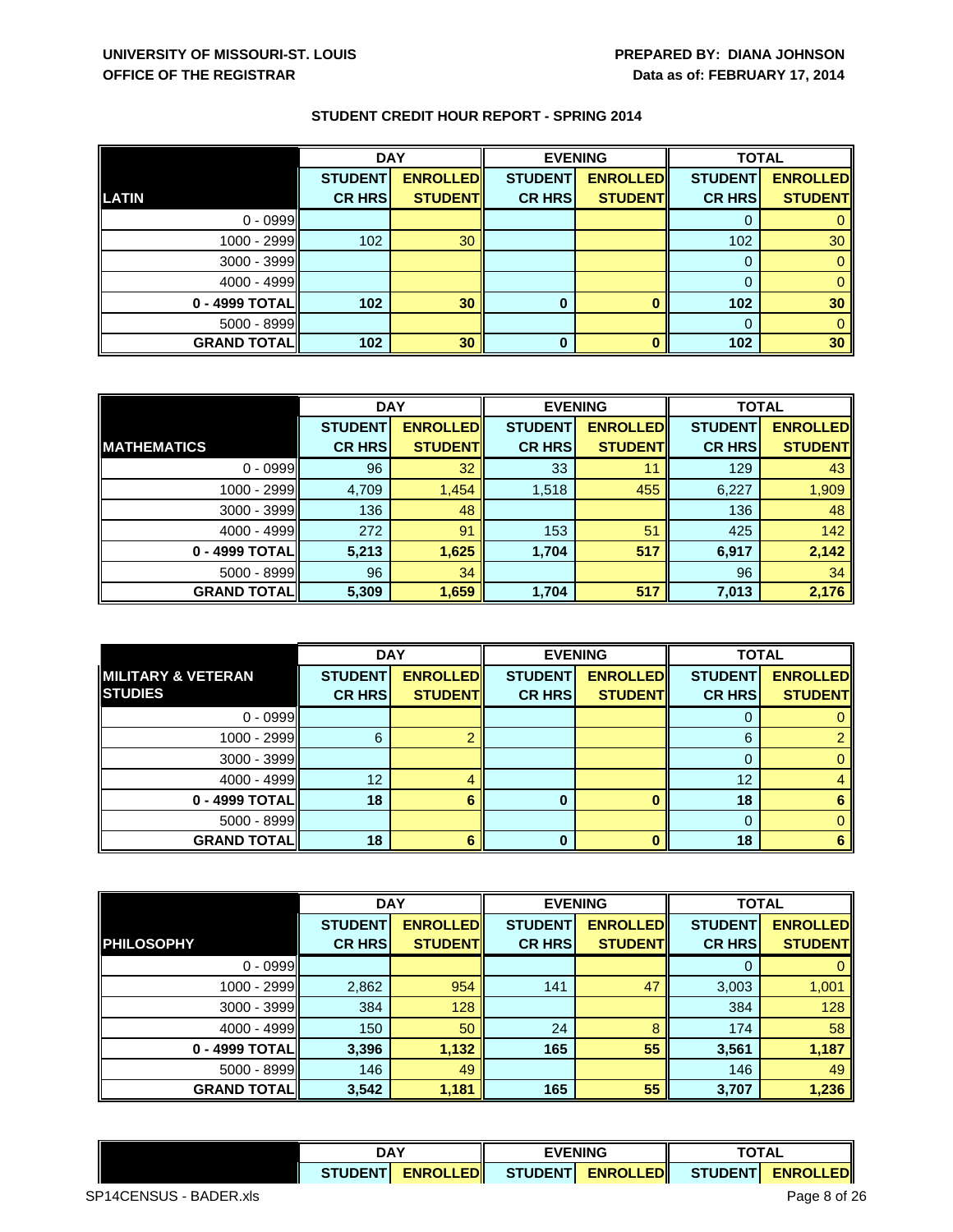UNIVERSITY OF MISSOURI-ST. LOUIS
OFFICE OF THE REGISTRAR

PREPARED BY: DIANA JOHNSON
Data as of: FEBRUARY 17, 2014

## STUDENT CREDIT HOUR REPORT - SPRING 2014

| | DAY | | EVENING | | TOTAL | |
|---|---|---|---|---|---|---|
| **LATIN** | **STUDENT CR HRS** | **ENROLLED STUDENT** | **STUDENT CR HRS** | **ENROLLED STUDENT** | **STUDENT CR HRS** | **ENROLLED STUDENT** |
| 0 - 0999 | | | | | 0 | 0 |
| 1000 - 2999 | 102 | 30 | | | 102 | 30 |
| 3000 - 3999 | | | | | 0 | 0 |
| 4000 - 4999 | | | | | 0 | 0 |
| **0 - 4999 TOTAL** | **102** | **30** | **0** | **0** | **102** | **30** |
| 5000 - 8999 | | | | | 0 | 0 |
| **GRAND TOTAL** | **102** | **30** | **0** | **0** | **102** | **30** |

| | DAY | | EVENING | | TOTAL | |
|---|---|---|---|---|---|---|
| **MATHEMATICS** | **STUDENT CR HRS** | **ENROLLED STUDENT** | **STUDENT CR HRS** | **ENROLLED STUDENT** | **STUDENT CR HRS** | **ENROLLED STUDENT** |
| 0 - 0999 | 96 | 32 | 33 | 11 | 129 | 43 |
| 1000 - 2999 | 4,709 | 1,454 | 1,518 | 455 | 6,227 | 1,909 |
| 3000 - 3999 | 136 | 48 | | | 136 | 48 |
| 4000 - 4999 | 272 | 91 | 153 | 51 | 425 | 142 |
| **0 - 4999 TOTAL** | **5,213** | **1,625** | **1,704** | **517** | **6,917** | **2,142** |
| 5000 - 8999 | 96 | 34 | | | 96 | 34 |
| **GRAND TOTAL** | **5,309** | **1,659** | **1,704** | **517** | **7,013** | **2,176** |

| | DAY | | EVENING | | TOTAL | |
|---|---|---|---|---|---|---|
| **MILITARY & VETERAN STUDIES** | **STUDENT CR HRS** | **ENROLLED STUDENT** | **STUDENT CR HRS** | **ENROLLED STUDENT** | **STUDENT CR HRS** | **ENROLLED STUDENT** |
| 0 - 0999 | | | | | 0 | 0 |
| 1000 - 2999 | 6 | 2 | | | 6 | 2 |
| 3000 - 3999 | | | | | 0 | 0 |
| 4000 - 4999 | 12 | 4 | | | 12 | 4 |
| **0 - 4999 TOTAL** | **18** | **6** | **0** | **0** | **18** | **6** |
| 5000 - 8999 | | | | | 0 | 0 |
| **GRAND TOTAL** | **18** | **6** | **0** | **0** | **18** | **6** |

| | DAY | | EVENING | | TOTAL | |
|---|---|---|---|---|---|---|
| **PHILOSOPHY** | **STUDENT CR HRS** | **ENROLLED STUDENT** | **STUDENT CR HRS** | **ENROLLED STUDENT** | **STUDENT CR HRS** | **ENROLLED STUDENT** |
| 0 - 0999 | | | | | 0 | 0 |
| 1000 - 2999 | 2,862 | 954 | 141 | 47 | 3,003 | 1,001 |
| 3000 - 3999 | 384 | 128 | | | 384 | 128 |
| 4000 - 4999 | 150 | 50 | 24 | 8 | 174 | 58 |
| **0 - 4999 TOTAL** | **3,396** | **1,132** | **165** | **55** | **3,561** | **1,187** |
| 5000 - 8999 | 146 | 49 | | | 146 | 49 |
| **GRAND TOTAL** | **3,542** | **1,181** | **165** | **55** | **3,707** | **1,236** |

| | DAY | | EVENING | | TOTAL | |
|---|---|---|---|---|---|---|
| | **STUDENT** | **ENROLLED** | **STUDENT** | **ENROLLED** | **STUDENT** | **ENROLLED** |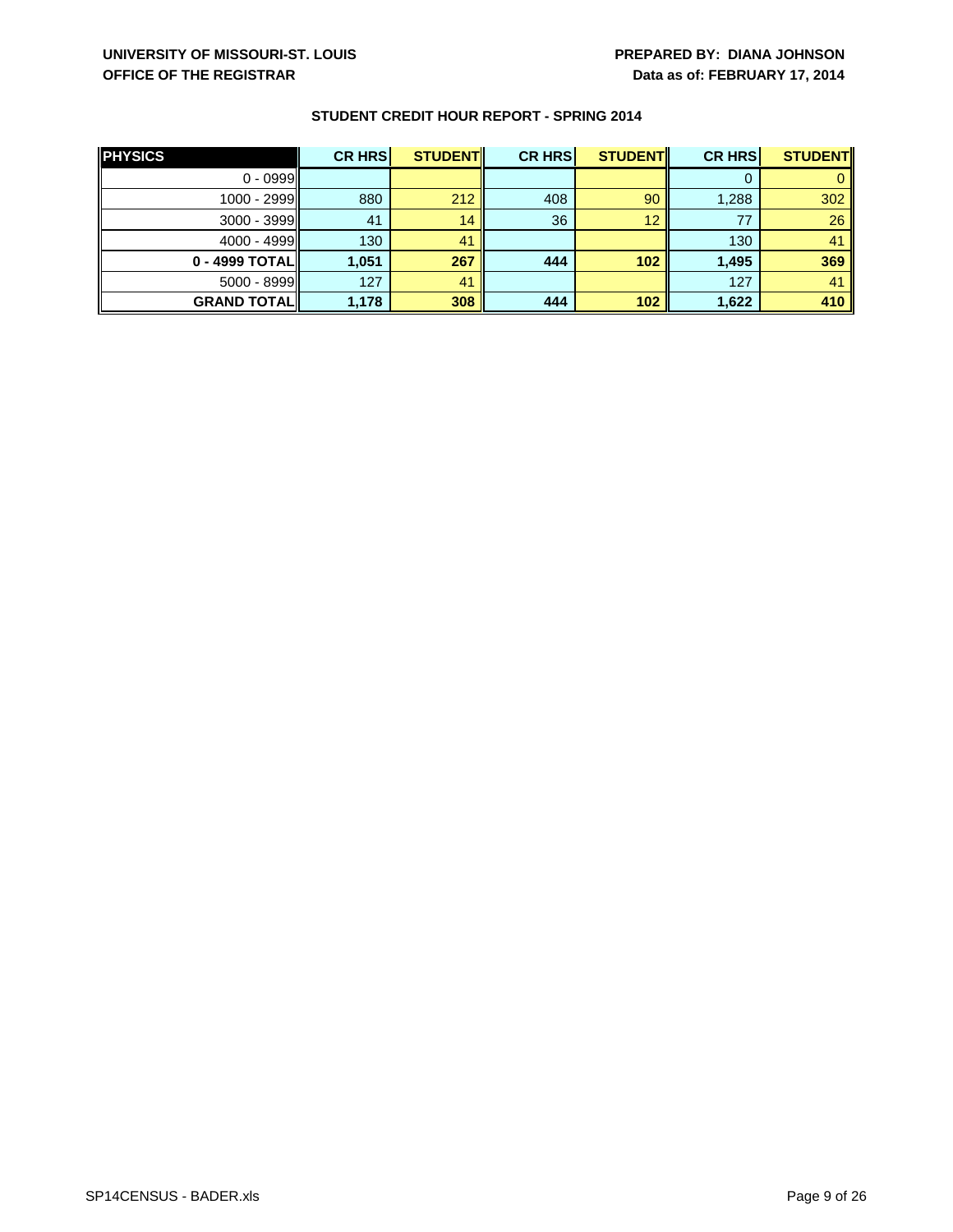**UNIVERSITY OF MISSOURI-ST. LOUIS**
**OFFICE OF THE REGISTRAR**

**PREPARED BY: DIANA JOHNSON**
**Data as of: FEBRUARY 17, 2014**

### STUDENT CREDIT HOUR REPORT - SPRING 2014

| PHYSICS | CR HRS | STUDENT | CR HRS | STUDENT | CR HRS | STUDENT |
|---|---|---|---|---|---|---|
| 0 - 0999 | | | | | 0 | 0 |
| 1000 - 2999 | 880 | 212 | 408 | 90 | 1,288 | 302 |
| 3000 - 3999 | 41 | 14 | 36 | 12 | 77 | 26 |
| 4000 - 4999 | 130 | 41 | | | 130 | 41 |
| **0 - 4999 TOTAL** | **1,051** | **267** | **444** | **102** | **1,495** | **369** |
| 5000 - 8999 | 127 | 41 | | | 127 | 41 |
| **GRAND TOTAL** | **1,178** | **308** | **444** | **102** | **1,622** | **410** |

SP14CENSUS - BADER.xls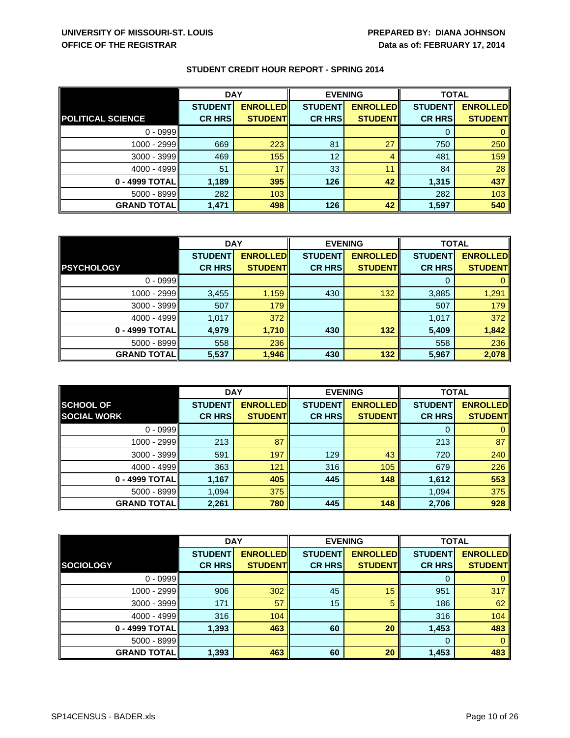**UNIVERSITY OF MISSOURI-ST. LOUIS**
**OFFICE OF THE REGISTRAR**

**PREPARED BY: DIANA JOHNSON**
**Data as of: FEBRUARY 17, 2014**

## STUDENT CREDIT HOUR REPORT - SPRING 2014

| | DAY | | EVENING | | TOTAL | |
|---|---|---|---|---|---|---|
| **POLITICAL SCIENCE** | **STUDENT CR HRS** | **ENROLLED STUDENT** | **STUDENT CR HRS** | **ENROLLED STUDENT** | **STUDENT CR HRS** | **ENROLLED STUDENT** |
| 0 - 0999 | | | | | 0 | 0 |
| 1000 - 2999 | 669 | 223 | 81 | 27 | 750 | 250 |
| 3000 - 3999 | 469 | 155 | 12 | 4 | 481 | 159 |
| 4000 - 4999 | 51 | 17 | 33 | 11 | 84 | 28 |
| **0 - 4999 TOTAL** | **1,189** | **395** | **126** | **42** | **1,315** | **437** |
| 5000 - 8999 | 282 | 103 | | | 282 | 103 |
| **GRAND TOTAL** | **1,471** | **498** | **126** | **42** | **1,597** | **540** |

| | DAY | | EVENING | | TOTAL | |
|---|---|---|---|---|---|---|
| **PSYCHOLOGY** | **STUDENT CR HRS** | **ENROLLED STUDENT** | **STUDENT CR HRS** | **ENROLLED STUDENT** | **STUDENT CR HRS** | **ENROLLED STUDENT** |
| 0 - 0999 | | | | | 0 | 0 |
| 1000 - 2999 | 3,455 | 1,159 | 430 | 132 | 3,885 | 1,291 |
| 3000 - 3999 | 507 | 179 | | | 507 | 179 |
| 4000 - 4999 | 1,017 | 372 | | | 1,017 | 372 |
| **0 - 4999 TOTAL** | **4,979** | **1,710** | **430** | **132** | **5,409** | **1,842** |
| 5000 - 8999 | 558 | 236 | | | 558 | 236 |
| **GRAND TOTAL** | **5,537** | **1,946** | **430** | **132** | **5,967** | **2,078** |

| | DAY | | EVENING | | TOTAL | |
|---|---|---|---|---|---|---|
| **SCHOOL OF SOCIAL WORK** | **STUDENT CR HRS** | **ENROLLED STUDENT** | **STUDENT CR HRS** | **ENROLLED STUDENT** | **STUDENT CR HRS** | **ENROLLED STUDENT** |
| 0 - 0999 | | | | | 0 | 0 |
| 1000 - 2999 | 213 | 87 | | | 213 | 87 |
| 3000 - 3999 | 591 | 197 | 129 | 43 | 720 | 240 |
| 4000 - 4999 | 363 | 121 | 316 | 105 | 679 | 226 |
| **0 - 4999 TOTAL** | **1,167** | **405** | **445** | **148** | **1,612** | **553** |
| 5000 - 8999 | 1,094 | 375 | | | 1,094 | 375 |
| **GRAND TOTAL** | **2,261** | **780** | **445** | **148** | **2,706** | **928** |

| | DAY | | EVENING | | TOTAL | |
|---|---|---|---|---|---|---|
| **SOCIOLOGY** | **STUDENT CR HRS** | **ENROLLED STUDENT** | **STUDENT CR HRS** | **ENROLLED STUDENT** | **STUDENT CR HRS** | **ENROLLED STUDENT** |
| 0 - 0999 | | | | | 0 | 0 |
| 1000 - 2999 | 906 | 302 | 45 | 15 | 951 | 317 |
| 3000 - 3999 | 171 | 57 | 15 | 5 | 186 | 62 |
| 4000 - 4999 | 316 | 104 | | | 316 | 104 |
| **0 - 4999 TOTAL** | **1,393** | **463** | **60** | **20** | **1,453** | **483** |
| 5000 - 8999 | | | | | 0 | 0 |
| **GRAND TOTAL** | **1,393** | **463** | **60** | **20** | **1,453** | **483** |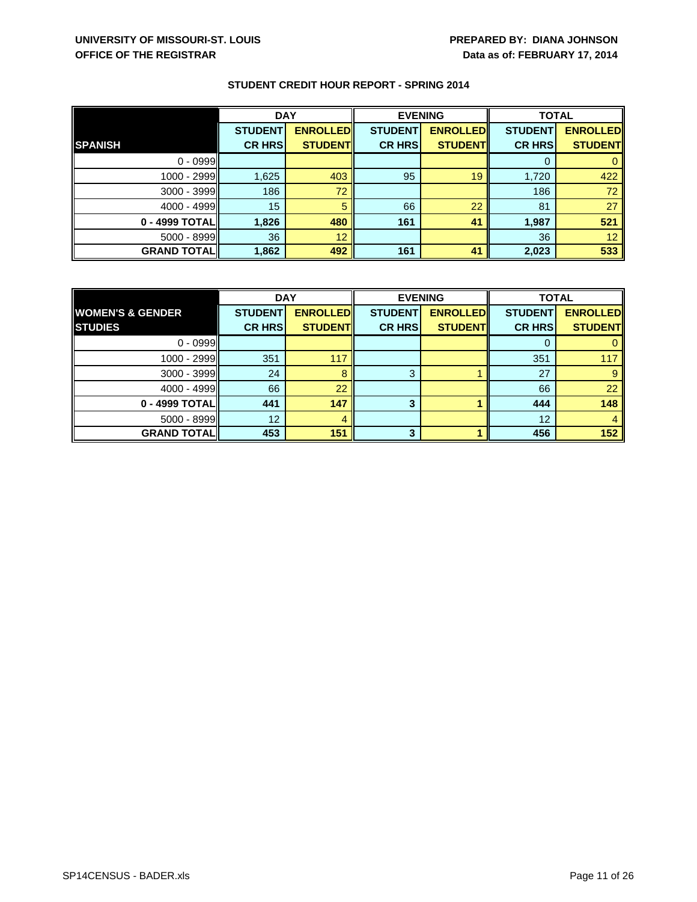**UNIVERSITY OF MISSOURI-ST. LOUIS**
**OFFICE OF THE REGISTRAR**

**PREPARED BY: DIANA JOHNSON**
**Data as of: FEBRUARY 17, 2014**

## STUDENT CREDIT HOUR REPORT - SPRING 2014

| | DAY | | EVENING | | TOTAL | |
|---|---|---|---|---|---|---|
| **SPANISH** | **STUDENT CR HRS** | **ENROLLED STUDENT** | **STUDENT CR HRS** | **ENROLLED STUDENT** | **STUDENT CR HRS** | **ENROLLED STUDENT** |
| 0 - 0999 | | | | | 0 | 0 |
| 1000 - 2999 | 1,625 | 403 | 95 | 19 | 1,720 | 422 |
| 3000 - 3999 | 186 | 72 | | | 186 | 72 |
| 4000 - 4999 | 15 | 5 | 66 | 22 | 81 | 27 |
| **0 - 4999 TOTAL** | **1,826** | **480** | **161** | **41** | **1,987** | **521** |
| 5000 - 8999 | 36 | 12 | | | 36 | 12 |
| **GRAND TOTAL** | **1,862** | **492** | **161** | **41** | **2,023** | **533** |

| | DAY | | EVENING | | TOTAL | |
|---|---|---|---|---|---|---|
| **WOMEN'S & GENDER STUDIES** | **STUDENT CR HRS** | **ENROLLED STUDENT** | **STUDENT CR HRS** | **ENROLLED STUDENT** | **STUDENT CR HRS** | **ENROLLED STUDENT** |
| 0 - 0999 | | | | | 0 | 0 |
| 1000 - 2999 | 351 | 117 | | | 351 | 117 |
| 3000 - 3999 | 24 | 8 | 3 | 1 | 27 | 9 |
| 4000 - 4999 | 66 | 22 | | | 66 | 22 |
| **0 - 4999 TOTAL** | **441** | **147** | **3** | **1** | **444** | **148** |
| 5000 - 8999 | 12 | 4 | | | 12 | 4 |
| **GRAND TOTAL** | **453** | **151** | **3** | **1** | **456** | **152** |

SP14CENSUS - BADER.xls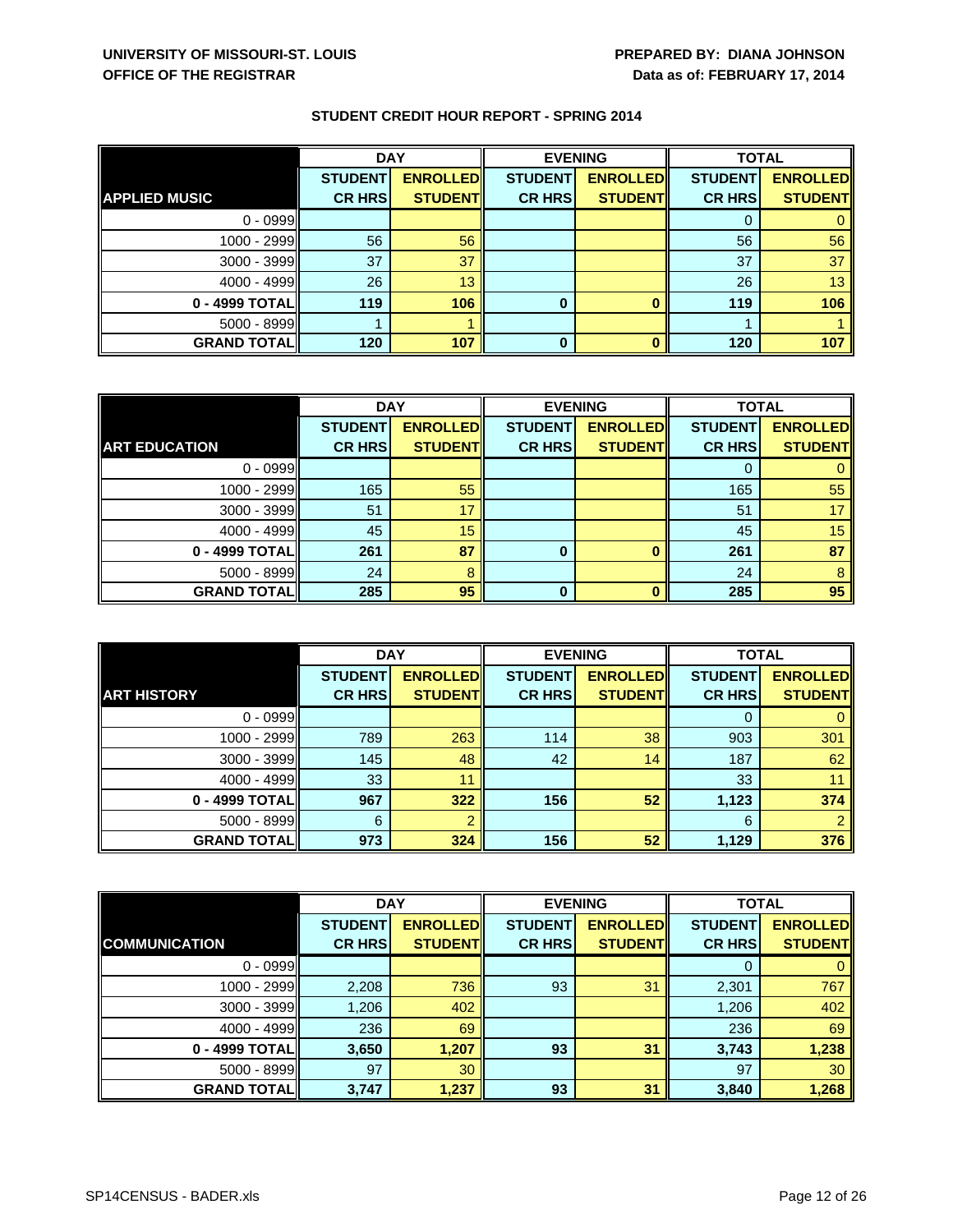UNIVERSITY OF MISSOURI-ST. LOUIS
OFFICE OF THE REGISTRAR

PREPARED BY: DIANA JOHNSON
Data as of: FEBRUARY 17, 2014

## STUDENT CREDIT HOUR REPORT - SPRING 2014

| | DAY | | EVENING | | TOTAL | |
|---|---|---|---|---|---|---|
| **APPLIED MUSIC** | **STUDENT CR HRS** | **ENROLLED STUDENT** | **STUDENT CR HRS** | **ENROLLED STUDENT** | **STUDENT CR HRS** | **ENROLLED STUDENT** |
| 0 - 0999 | | | | | 0 | 0 |
| 1000 - 2999 | 56 | 56 | | | 56 | 56 |
| 3000 - 3999 | 37 | 37 | | | 37 | 37 |
| 4000 - 4999 | 26 | 13 | | | 26 | 13 |
| **0 - 4999 TOTAL** | **119** | **106** | **0** | **0** | **119** | **106** |
| 5000 - 8999 | 1 | 1 | | | 1 | 1 |
| **GRAND TOTAL** | **120** | **107** | **0** | **0** | **120** | **107** |

| | DAY | | EVENING | | TOTAL | |
|---|---|---|---|---|---|---|
| **ART EDUCATION** | **STUDENT CR HRS** | **ENROLLED STUDENT** | **STUDENT CR HRS** | **ENROLLED STUDENT** | **STUDENT CR HRS** | **ENROLLED STUDENT** |
| 0 - 0999 | | | | | 0 | 0 |
| 1000 - 2999 | 165 | 55 | | | 165 | 55 |
| 3000 - 3999 | 51 | 17 | | | 51 | 17 |
| 4000 - 4999 | 45 | 15 | | | 45 | 15 |
| **0 - 4999 TOTAL** | **261** | **87** | **0** | **0** | **261** | **87** |
| 5000 - 8999 | 24 | 8 | | | 24 | 8 |
| **GRAND TOTAL** | **285** | **95** | **0** | **0** | **285** | **95** |

| | DAY | | EVENING | | TOTAL | |
|---|---|---|---|---|---|---|
| **ART HISTORY** | **STUDENT CR HRS** | **ENROLLED STUDENT** | **STUDENT CR HRS** | **ENROLLED STUDENT** | **STUDENT CR HRS** | **ENROLLED STUDENT** |
| 0 - 0999 | | | | | 0 | 0 |
| 1000 - 2999 | 789 | 263 | 114 | 38 | 903 | 301 |
| 3000 - 3999 | 145 | 48 | 42 | 14 | 187 | 62 |
| 4000 - 4999 | 33 | 11 | | | 33 | 11 |
| **0 - 4999 TOTAL** | **967** | **322** | **156** | **52** | **1,123** | **374** |
| 5000 - 8999 | 6 | 2 | | | 6 | 2 |
| **GRAND TOTAL** | **973** | **324** | **156** | **52** | **1,129** | **376** |

| | DAY | | EVENING | | TOTAL | |
|---|---|---|---|---|---|---|
| **COMMUNICATION** | **STUDENT CR HRS** | **ENROLLED STUDENT** | **STUDENT CR HRS** | **ENROLLED STUDENT** | **STUDENT CR HRS** | **ENROLLED STUDENT** |
| 0 - 0999 | | | | | 0 | 0 |
| 1000 - 2999 | 2,208 | 736 | 93 | 31 | 2,301 | 767 |
| 3000 - 3999 | 1,206 | 402 | | | 1,206 | 402 |
| 4000 - 4999 | 236 | 69 | | | 236 | 69 |
| **0 - 4999 TOTAL** | **3,650** | **1,207** | **93** | **31** | **3,743** | **1,238** |
| 5000 - 8999 | 97 | 30 | | | 97 | 30 |
| **GRAND TOTAL** | **3,747** | **1,237** | **93** | **31** | **3,840** | **1,268** |

SP14CENSUS - BADER.xls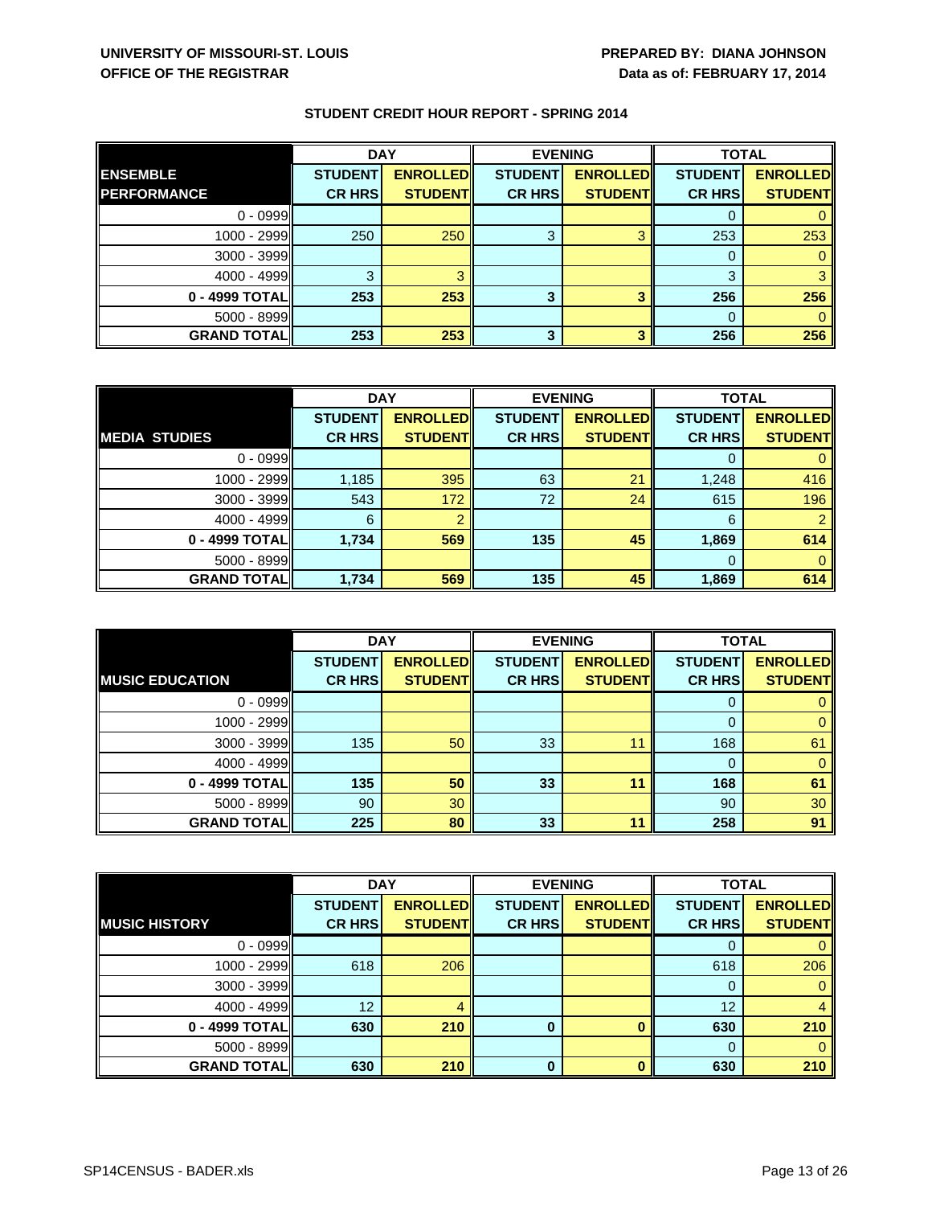UNIVERSITY OF MISSOURI-ST. LOUIS
OFFICE OF THE REGISTRAR

PREPARED BY: DIANA JOHNSON
Data as of: FEBRUARY 17, 2014

## STUDENT CREDIT HOUR REPORT - SPRING 2014

| ENSEMBLE PERFORMANCE | DAY | | EVENING | | TOTAL | |
|---|---|---|---|---|---|---|
| | STUDENT CR HRS | ENROLLED STUDENT | STUDENT CR HRS | ENROLLED STUDENT | STUDENT CR HRS | ENROLLED STUDENT |
| 0 - 0999 | | | | | 0 | 0 |
| 1000 - 2999 | 250 | 250 | 3 | 3 | 253 | 253 |
| 3000 - 3999 | | | | | 0 | 0 |
| 4000 - 4999 | 3 | 3 | | | 3 | 3 |
| **0 - 4999 TOTAL** | **253** | **253** | **3** | **3** | **256** | **256** |
| 5000 - 8999 | | | | | 0 | 0 |
| **GRAND TOTAL** | **253** | **253** | **3** | **3** | **256** | **256** |

| MEDIA STUDIES | DAY | | EVENING | | TOTAL | |
|---|---|---|---|---|---|---|
| | STUDENT CR HRS | ENROLLED STUDENT | STUDENT CR HRS | ENROLLED STUDENT | STUDENT CR HRS | ENROLLED STUDENT |
| 0 - 0999 | | | | | 0 | 0 |
| 1000 - 2999 | 1,185 | 395 | 63 | 21 | 1,248 | 416 |
| 3000 - 3999 | 543 | 172 | 72 | 24 | 615 | 196 |
| 4000 - 4999 | 6 | 2 | | | 6 | 2 |
| **0 - 4999 TOTAL** | **1,734** | **569** | **135** | **45** | **1,869** | **614** |
| 5000 - 8999 | | | | | 0 | 0 |
| **GRAND TOTAL** | **1,734** | **569** | **135** | **45** | **1,869** | **614** |

| MUSIC EDUCATION | DAY | | EVENING | | TOTAL | |
|---|---|---|---|---|---|---|
| | STUDENT CR HRS | ENROLLED STUDENT | STUDENT CR HRS | ENROLLED STUDENT | STUDENT CR HRS | ENROLLED STUDENT |
| 0 - 0999 | | | | | 0 | 0 |
| 1000 - 2999 | | | | | 0 | 0 |
| 3000 - 3999 | 135 | 50 | 33 | 11 | 168 | 61 |
| 4000 - 4999 | | | | | 0 | 0 |
| **0 - 4999 TOTAL** | **135** | **50** | **33** | **11** | **168** | **61** |
| 5000 - 8999 | 90 | 30 | | | 90 | 30 |
| **GRAND TOTAL** | **225** | **80** | **33** | **11** | **258** | **91** |

| MUSIC HISTORY | DAY | | EVENING | | TOTAL | |
|---|---|---|---|---|---|---|
| | STUDENT CR HRS | ENROLLED STUDENT | STUDENT CR HRS | ENROLLED STUDENT | STUDENT CR HRS | ENROLLED STUDENT |
| 0 - 0999 | | | | | 0 | 0 |
| 1000 - 2999 | 618 | 206 | | | 618 | 206 |
| 3000 - 3999 | | | | | 0 | 0 |
| 4000 - 4999 | 12 | 4 | | | 12 | 4 |
| **0 - 4999 TOTAL** | **630** | **210** | **0** | **0** | **630** | **210** |
| 5000 - 8999 | | | | | 0 | 0 |
| **GRAND TOTAL** | **630** | **210** | **0** | **0** | **630** | **210** |

SP14CENSUS - BADER.xls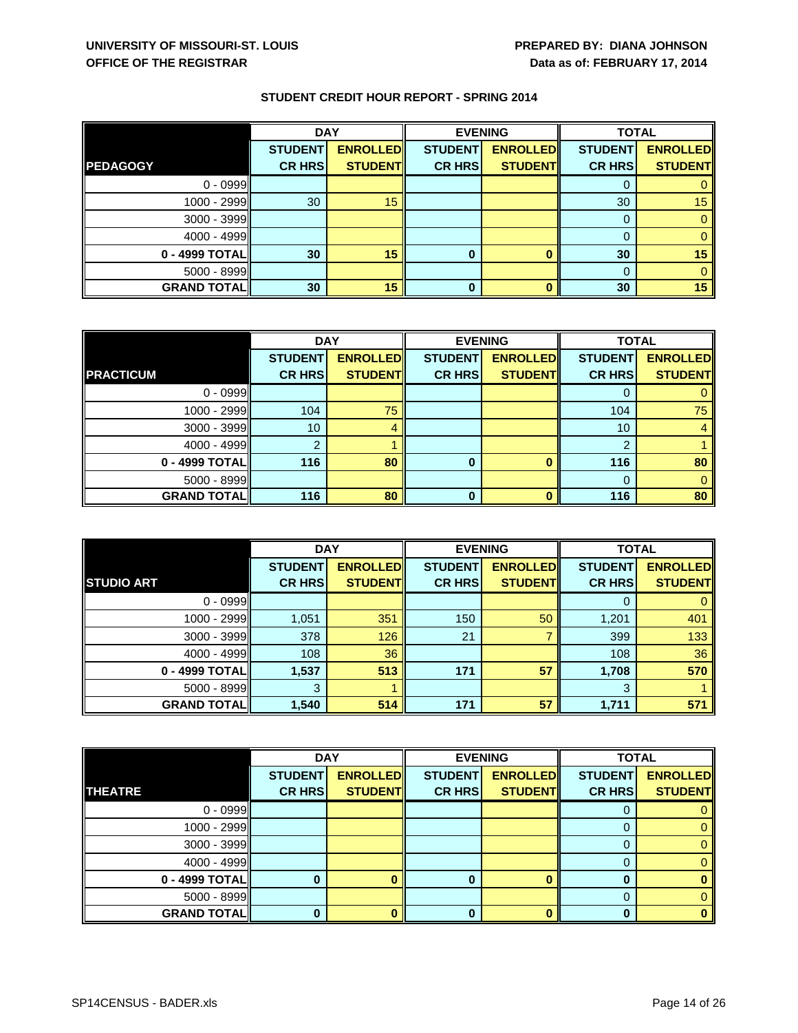UNIVERSITY OF MISSOURI-ST. LOUIS
OFFICE OF THE REGISTRAR

PREPARED BY: DIANA JOHNSON
Data as of: FEBRUARY 17, 2014

## STUDENT CREDIT HOUR REPORT - SPRING 2014

| | DAY | | EVENING | | TOTAL | |
|---|---|---|---|---|---|---|
| **PEDAGOGY** | **STUDENT CR HRS** | **ENROLLED STUDENT** | **STUDENT CR HRS** | **ENROLLED STUDENT** | **STUDENT CR HRS** | **ENROLLED STUDENT** |
| 0 - 0999 | | | | | 0 | 0 |
| 1000 - 2999 | 30 | 15 | | | 30 | 15 |
| 3000 - 3999 | | | | | 0 | 0 |
| 4000 - 4999 | | | | | 0 | 0 |
| **0 - 4999 TOTAL** | **30** | **15** | **0** | **0** | **30** | **15** |
| 5000 - 8999 | | | | | 0 | 0 |
| **GRAND TOTAL** | **30** | **15** | **0** | **0** | **30** | **15** |

| | DAY | | EVENING | | TOTAL | |
|---|---|---|---|---|---|---|
| **PRACTICUM** | **STUDENT CR HRS** | **ENROLLED STUDENT** | **STUDENT CR HRS** | **ENROLLED STUDENT** | **STUDENT CR HRS** | **ENROLLED STUDENT** |
| 0 - 0999 | | | | | 0 | 0 |
| 1000 - 2999 | 104 | 75 | | | 104 | 75 |
| 3000 - 3999 | 10 | 4 | | | 10 | 4 |
| 4000 - 4999 | 2 | 1 | | | 2 | 1 |
| **0 - 4999 TOTAL** | **116** | **80** | **0** | **0** | **116** | **80** |
| 5000 - 8999 | | | | | 0 | 0 |
| **GRAND TOTAL** | **116** | **80** | **0** | **0** | **116** | **80** |

| | DAY | | EVENING | | TOTAL | |
|---|---|---|---|---|---|---|
| **STUDIO ART** | **STUDENT CR HRS** | **ENROLLED STUDENT** | **STUDENT CR HRS** | **ENROLLED STUDENT** | **STUDENT CR HRS** | **ENROLLED STUDENT** |
| 0 - 0999 | | | | | 0 | 0 |
| 1000 - 2999 | 1,051 | 351 | 150 | 50 | 1,201 | 401 |
| 3000 - 3999 | 378 | 126 | 21 | 7 | 399 | 133 |
| 4000 - 4999 | 108 | 36 | | | 108 | 36 |
| **0 - 4999 TOTAL** | **1,537** | **513** | **171** | **57** | **1,708** | **570** |
| 5000 - 8999 | 3 | 1 | | | 3 | 1 |
| **GRAND TOTAL** | **1,540** | **514** | **171** | **57** | **1,711** | **571** |

| | DAY | | EVENING | | TOTAL | |
|---|---|---|---|---|---|---|
| **THEATRE** | **STUDENT CR HRS** | **ENROLLED STUDENT** | **STUDENT CR HRS** | **ENROLLED STUDENT** | **STUDENT CR HRS** | **ENROLLED STUDENT** |
| 0 - 0999 | | | | | 0 | 0 |
| 1000 - 2999 | | | | | 0 | 0 |
| 3000 - 3999 | | | | | 0 | 0 |
| 4000 - 4999 | | | | | 0 | 0 |
| **0 - 4999 TOTAL** | **0** | **0** | **0** | **0** | **0** | **0** |
| 5000 - 8999 | | | | | 0 | 0 |
| **GRAND TOTAL** | **0** | **0** | **0** | **0** | **0** | **0** |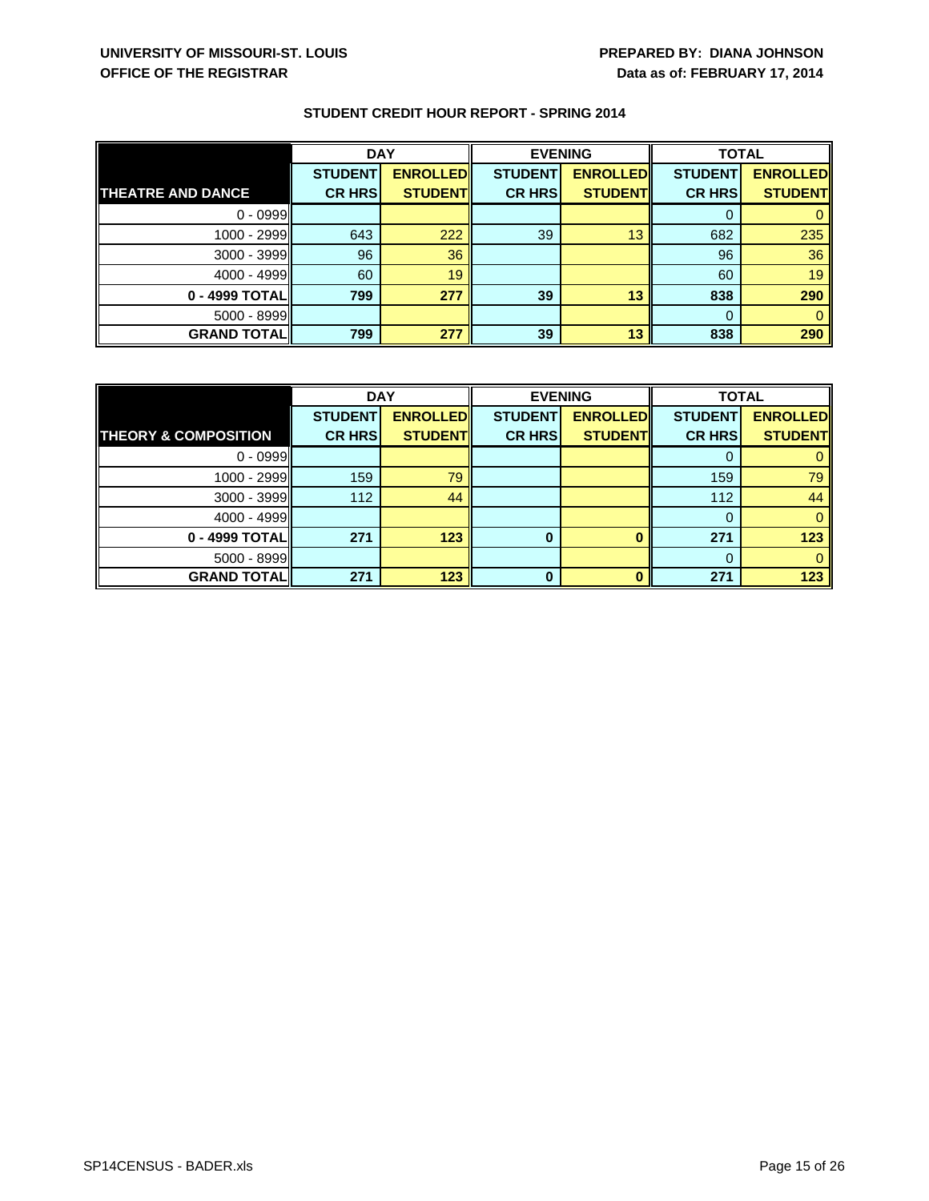**UNIVERSITY OF MISSOURI-ST. LOUIS**
**OFFICE OF THE REGISTRAR**

**PREPARED BY: DIANA JOHNSON**
**Data as of: FEBRUARY 17, 2014**

**STUDENT CREDIT HOUR REPORT - SPRING 2014**

| | DAY | | EVENING | | TOTAL | |
|---|---|---|---|---|---|---|
| **THEATRE AND DANCE** | **STUDENT CR HRS** | **ENROLLED STUDENT** | **STUDENT CR HRS** | **ENROLLED STUDENT** | **STUDENT CR HRS** | **ENROLLED STUDENT** |
| 0 - 0999 | | | | | 0 | 0 |
| 1000 - 2999 | 643 | 222 | 39 | 13 | 682 | 235 |
| 3000 - 3999 | 96 | 36 | | | 96 | 36 |
| 4000 - 4999 | 60 | 19 | | | 60 | 19 |
| **0 - 4999 TOTAL** | **799** | **277** | **39** | **13** | **838** | **290** |
| 5000 - 8999 | | | | | 0 | 0 |
| **GRAND TOTAL** | **799** | **277** | **39** | **13** | **838** | **290** |

| | DAY | | EVENING | | TOTAL | |
|---|---|---|---|---|---|---|
| **THEORY & COMPOSITION** | **STUDENT CR HRS** | **ENROLLED STUDENT** | **STUDENT CR HRS** | **ENROLLED STUDENT** | **STUDENT CR HRS** | **ENROLLED STUDENT** |
| 0 - 0999 | | | | | 0 | 0 |
| 1000 - 2999 | 159 | 79 | | | 159 | 79 |
| 3000 - 3999 | 112 | 44 | | | 112 | 44 |
| 4000 - 4999 | | | | | 0 | 0 |
| **0 - 4999 TOTAL** | **271** | **123** | **0** | **0** | **271** | **123** |
| 5000 - 8999 | | | | | 0 | 0 |
| **GRAND TOTAL** | **271** | **123** | **0** | **0** | **271** | **123** |

SP14CENSUS - BADER.xls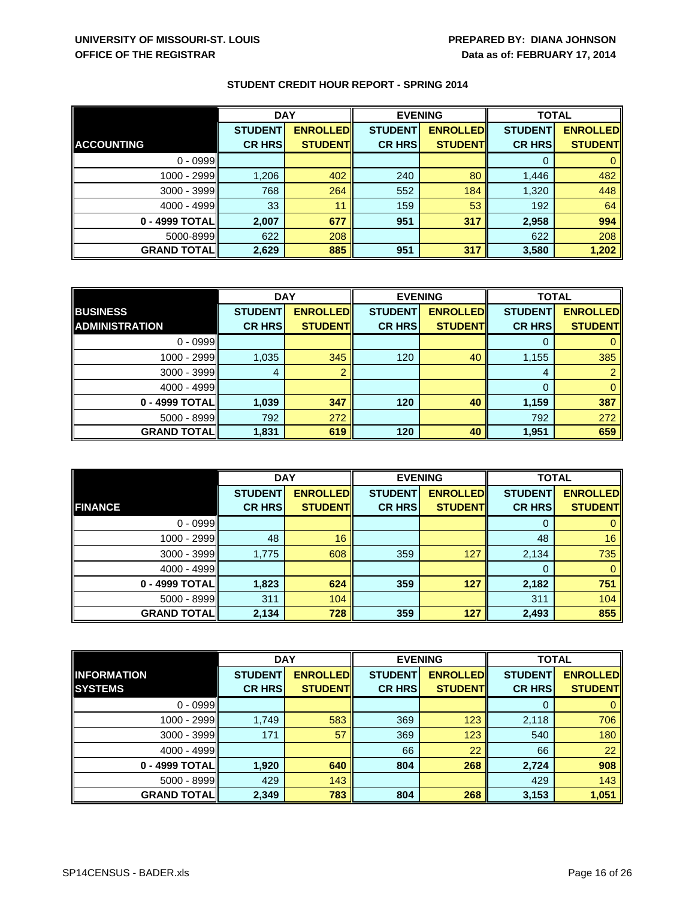UNIVERSITY OF MISSOURI-ST. LOUIS
OFFICE OF THE REGISTRAR

PREPARED BY: DIANA JOHNSON
Data as of: FEBRUARY 17, 2014

## STUDENT CREDIT HOUR REPORT - SPRING 2014

| | DAY | | EVENING | | TOTAL | |
|---|---|---|---|---|---|---|
| **ACCOUNTING** | **STUDENT CR HRS** | **ENROLLED STUDENT** | **STUDENT CR HRS** | **ENROLLED STUDENT** | **STUDENT CR HRS** | **ENROLLED STUDENT** |
| 0 - 0999 | | | | | 0 | 0 |
| 1000 - 2999 | 1,206 | 402 | 240 | 80 | 1,446 | 482 |
| 3000 - 3999 | 768 | 264 | 552 | 184 | 1,320 | 448 |
| 4000 - 4999 | 33 | 11 | 159 | 53 | 192 | 64 |
| **0 - 4999 TOTAL** | **2,007** | **677** | **951** | **317** | **2,958** | **994** |
| 5000-8999 | 622 | 208 | | | 622 | 208 |
| **GRAND TOTAL** | **2,629** | **885** | **951** | **317** | **3,580** | **1,202** |

| | DAY | | EVENING | | TOTAL | |
|---|---|---|---|---|---|---|
| **BUSINESS ADMINISTRATION** | **STUDENT CR HRS** | **ENROLLED STUDENT** | **STUDENT CR HRS** | **ENROLLED STUDENT** | **STUDENT CR HRS** | **ENROLLED STUDENT** |
| 0 - 0999 | | | | | 0 | 0 |
| 1000 - 2999 | 1,035 | 345 | 120 | 40 | 1,155 | 385 |
| 3000 - 3999 | 4 | 2 | | | 4 | 2 |
| 4000 - 4999 | | | | | 0 | 0 |
| **0 - 4999 TOTAL** | **1,039** | **347** | **120** | **40** | **1,159** | **387** |
| 5000 - 8999 | 792 | 272 | | | 792 | 272 |
| **GRAND TOTAL** | **1,831** | **619** | **120** | **40** | **1,951** | **659** |

| | DAY | | EVENING | | TOTAL | |
|---|---|---|---|---|---|---|
| **FINANCE** | **STUDENT CR HRS** | **ENROLLED STUDENT** | **STUDENT CR HRS** | **ENROLLED STUDENT** | **STUDENT CR HRS** | **ENROLLED STUDENT** |
| 0 - 0999 | | | | | 0 | 0 |
| 1000 - 2999 | 48 | 16 | | | 48 | 16 |
| 3000 - 3999 | 1,775 | 608 | 359 | 127 | 2,134 | 735 |
| 4000 - 4999 | | | | | 0 | 0 |
| **0 - 4999 TOTAL** | **1,823** | **624** | **359** | **127** | **2,182** | **751** |
| 5000 - 8999 | 311 | 104 | | | 311 | 104 |
| **GRAND TOTAL** | **2,134** | **728** | **359** | **127** | **2,493** | **855** |

| | DAY | | EVENING | | TOTAL | |
|---|---|---|---|---|---|---|
| **INFORMATION SYSTEMS** | **STUDENT CR HRS** | **ENROLLED STUDENT** | **STUDENT CR HRS** | **ENROLLED STUDENT** | **STUDENT CR HRS** | **ENROLLED STUDENT** |
| 0 - 0999 | | | | | 0 | 0 |
| 1000 - 2999 | 1,749 | 583 | 369 | 123 | 2,118 | 706 |
| 3000 - 3999 | 171 | 57 | 369 | 123 | 540 | 180 |
| 4000 - 4999 | | | 66 | 22 | 66 | 22 |
| **0 - 4999 TOTAL** | **1,920** | **640** | **804** | **268** | **2,724** | **908** |
| 5000 - 8999 | 429 | 143 | | | 429 | 143 |
| **GRAND TOTAL** | **2,349** | **783** | **804** | **268** | **3,153** | **1,051** |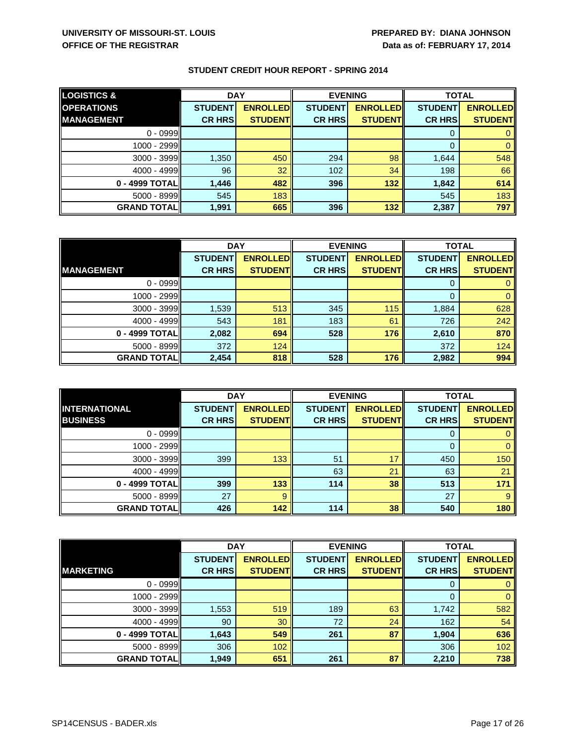UNIVERSITY OF MISSOURI-ST. LOUIS
OFFICE OF THE REGISTRAR

PREPARED BY: DIANA JOHNSON
Data as of: FEBRUARY 17, 2014

## STUDENT CREDIT HOUR REPORT - SPRING 2014

| LOGISTICS & OPERATIONS MANAGEMENT | DAY | | EVENING | | TOTAL | |
|---|---|---|---|---|---|---|
| | STUDENT CR HRS | ENROLLED STUDENT | STUDENT CR HRS | ENROLLED STUDENT | STUDENT CR HRS | ENROLLED STUDENT |
| 0 - 0999 | | | | | 0 | 0 |
| 1000 - 2999 | | | | | 0 | 0 |
| 3000 - 3999 | 1,350 | 450 | 294 | 98 | 1,644 | 548 |
| 4000 - 4999 | 96 | 32 | 102 | 34 | 198 | 66 |
| **0 - 4999 TOTAL** | **1,446** | **482** | **396** | **132** | **1,842** | **614** |
| 5000 - 8999 | 545 | 183 | | | 545 | 183 |
| **GRAND TOTAL** | **1,991** | **665** | **396** | **132** | **2,387** | **797** |

| MANAGEMENT | DAY | | EVENING | | TOTAL | |
|---|---|---|---|---|---|---|
| | STUDENT CR HRS | ENROLLED STUDENT | STUDENT CR HRS | ENROLLED STUDENT | STUDENT CR HRS | ENROLLED STUDENT |
| 0 - 0999 | | | | | 0 | 0 |
| 1000 - 2999 | | | | | 0 | 0 |
| 3000 - 3999 | 1,539 | 513 | 345 | 115 | 1,884 | 628 |
| 4000 - 4999 | 543 | 181 | 183 | 61 | 726 | 242 |
| **0 - 4999 TOTAL** | **2,082** | **694** | **528** | **176** | **2,610** | **870** |
| 5000 - 8999 | 372 | 124 | | | 372 | 124 |
| **GRAND TOTAL** | **2,454** | **818** | **528** | **176** | **2,982** | **994** |

| INTERNATIONAL BUSINESS | DAY | | EVENING | | TOTAL | |
|---|---|---|---|---|---|---|
| | STUDENT CR HRS | ENROLLED STUDENT | STUDENT CR HRS | ENROLLED STUDENT | STUDENT CR HRS | ENROLLED STUDENT |
| 0 - 0999 | | | | | 0 | 0 |
| 1000 - 2999 | | | | | 0 | 0 |
| 3000 - 3999 | 399 | 133 | 51 | 17 | 450 | 150 |
| 4000 - 4999 | | | 63 | 21 | 63 | 21 |
| **0 - 4999 TOTAL** | **399** | **133** | **114** | **38** | **513** | **171** |
| 5000 - 8999 | 27 | 9 | | | 27 | 9 |
| **GRAND TOTAL** | **426** | **142** | **114** | **38** | **540** | **180** |

| MARKETING | DAY | | EVENING | | TOTAL | |
|---|---|---|---|---|---|---|
| | STUDENT CR HRS | ENROLLED STUDENT | STUDENT CR HRS | ENROLLED STUDENT | STUDENT CR HRS | ENROLLED STUDENT |
| 0 - 0999 | | | | | 0 | 0 |
| 1000 - 2999 | | | | | 0 | 0 |
| 3000 - 3999 | 1,553 | 519 | 189 | 63 | 1,742 | 582 |
| 4000 - 4999 | 90 | 30 | 72 | 24 | 162 | 54 |
| **0 - 4999 TOTAL** | **1,643** | **549** | **261** | **87** | **1,904** | **636** |
| 5000 - 8999 | 306 | 102 | | | 306 | 102 |
| **GRAND TOTAL** | **1,949** | **651** | **261** | **87** | **2,210** | **738** |

SP14CENSUS - BADER.xls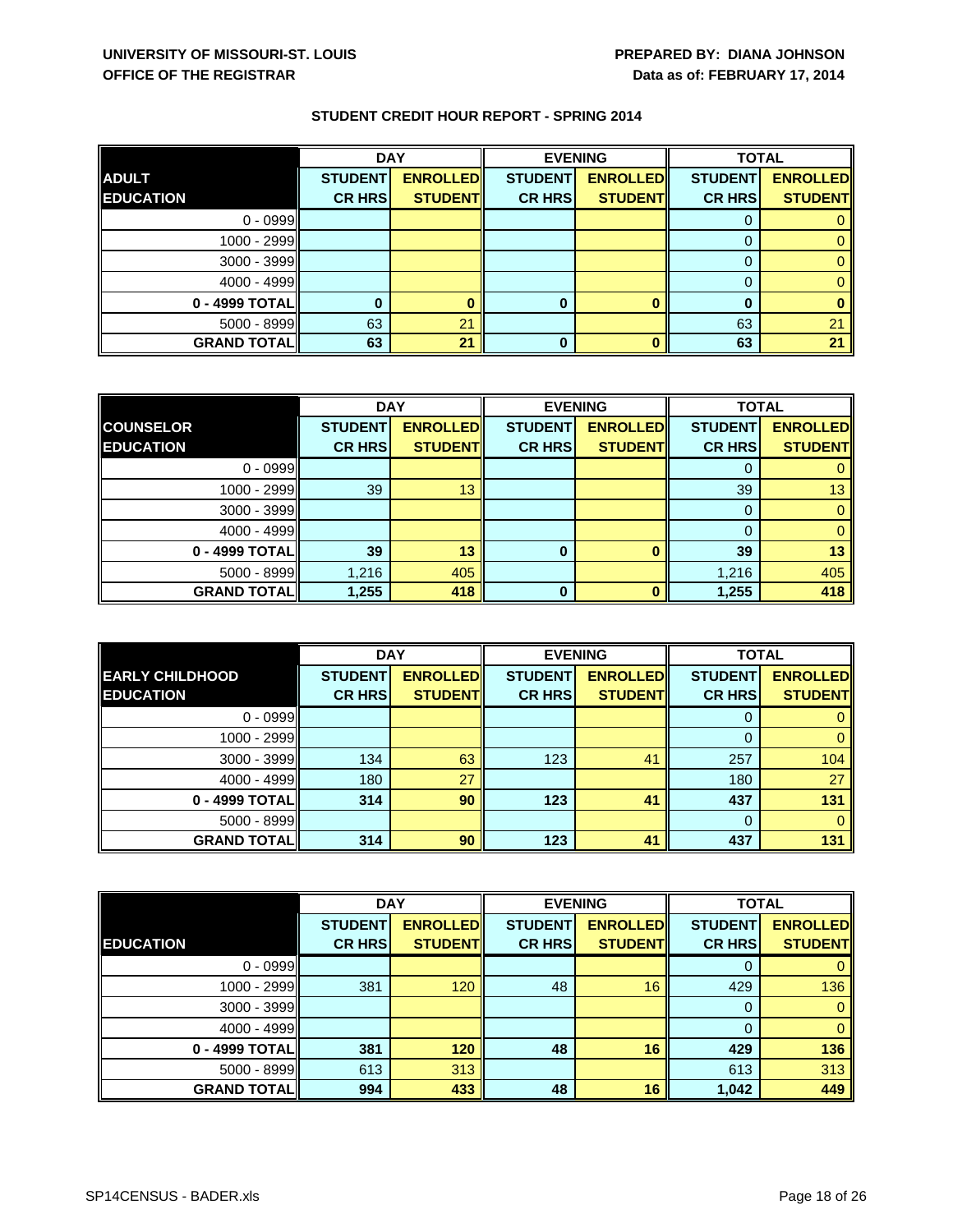**UNIVERSITY OF MISSOURI-ST. LOUIS**
**OFFICE OF THE REGISTRAR**

**PREPARED BY: DIANA JOHNSON**
**Data as of: FEBRUARY 17, 2014**

## STUDENT CREDIT HOUR REPORT - SPRING 2014

| | DAY | | EVENING | | TOTAL | |
|---|---|---|---|---|---|---|
| **ADULT EDUCATION** | **STUDENT CR HRS** | **ENROLLED STUDENT** | **STUDENT CR HRS** | **ENROLLED STUDENT** | **STUDENT CR HRS** | **ENROLLED STUDENT** |
| 0 - 0999 | | | | | 0 | 0 |
| 1000 - 2999 | | | | | 0 | 0 |
| 3000 - 3999 | | | | | 0 | 0 |
| 4000 - 4999 | | | | | 0 | 0 |
| **0 - 4999 TOTAL** | **0** | **0** | **0** | **0** | **0** | **0** |
| 5000 - 8999 | 63 | 21 | | | 63 | 21 |
| **GRAND TOTAL** | **63** | **21** | **0** | **0** | **63** | **21** |

| | DAY | | EVENING | | TOTAL | |
|---|---|---|---|---|---|---|
| **COUNSELOR EDUCATION** | **STUDENT CR HRS** | **ENROLLED STUDENT** | **STUDENT CR HRS** | **ENROLLED STUDENT** | **STUDENT CR HRS** | **ENROLLED STUDENT** |
| 0 - 0999 | | | | | 0 | 0 |
| 1000 - 2999 | 39 | 13 | | | 39 | 13 |
| 3000 - 3999 | | | | | 0 | 0 |
| 4000 - 4999 | | | | | 0 | 0 |
| **0 - 4999 TOTAL** | **39** | **13** | **0** | **0** | **39** | **13** |
| 5000 - 8999 | 1,216 | 405 | | | 1,216 | 405 |
| **GRAND TOTAL** | **1,255** | **418** | **0** | **0** | **1,255** | **418** |

| | DAY | | EVENING | | TOTAL | |
|---|---|---|---|---|---|---|
| **EARLY CHILDHOOD EDUCATION** | **STUDENT CR HRS** | **ENROLLED STUDENT** | **STUDENT CR HRS** | **ENROLLED STUDENT** | **STUDENT CR HRS** | **ENROLLED STUDENT** |
| 0 - 0999 | | | | | 0 | 0 |
| 1000 - 2999 | | | | | 0 | 0 |
| 3000 - 3999 | 134 | 63 | 123 | 41 | 257 | 104 |
| 4000 - 4999 | 180 | 27 | | | 180 | 27 |
| **0 - 4999 TOTAL** | **314** | **90** | **123** | **41** | **437** | **131** |
| 5000 - 8999 | | | | | 0 | 0 |
| **GRAND TOTAL** | **314** | **90** | **123** | **41** | **437** | **131** |

| | DAY | | EVENING | | TOTAL | |
|---|---|---|---|---|---|---|
| **EDUCATION** | **STUDENT CR HRS** | **ENROLLED STUDENT** | **STUDENT CR HRS** | **ENROLLED STUDENT** | **STUDENT CR HRS** | **ENROLLED STUDENT** |
| 0 - 0999 | | | | | 0 | 0 |
| 1000 - 2999 | 381 | 120 | 48 | 16 | 429 | 136 |
| 3000 - 3999 | | | | | 0 | 0 |
| 4000 - 4999 | | | | | 0 | 0 |
| **0 - 4999 TOTAL** | **381** | **120** | **48** | **16** | **429** | **136** |
| 5000 - 8999 | 613 | 313 | | | 613 | 313 |
| **GRAND TOTAL** | **994** | **433** | **48** | **16** | **1,042** | **449** |

SP14CENSUS - BADER.xls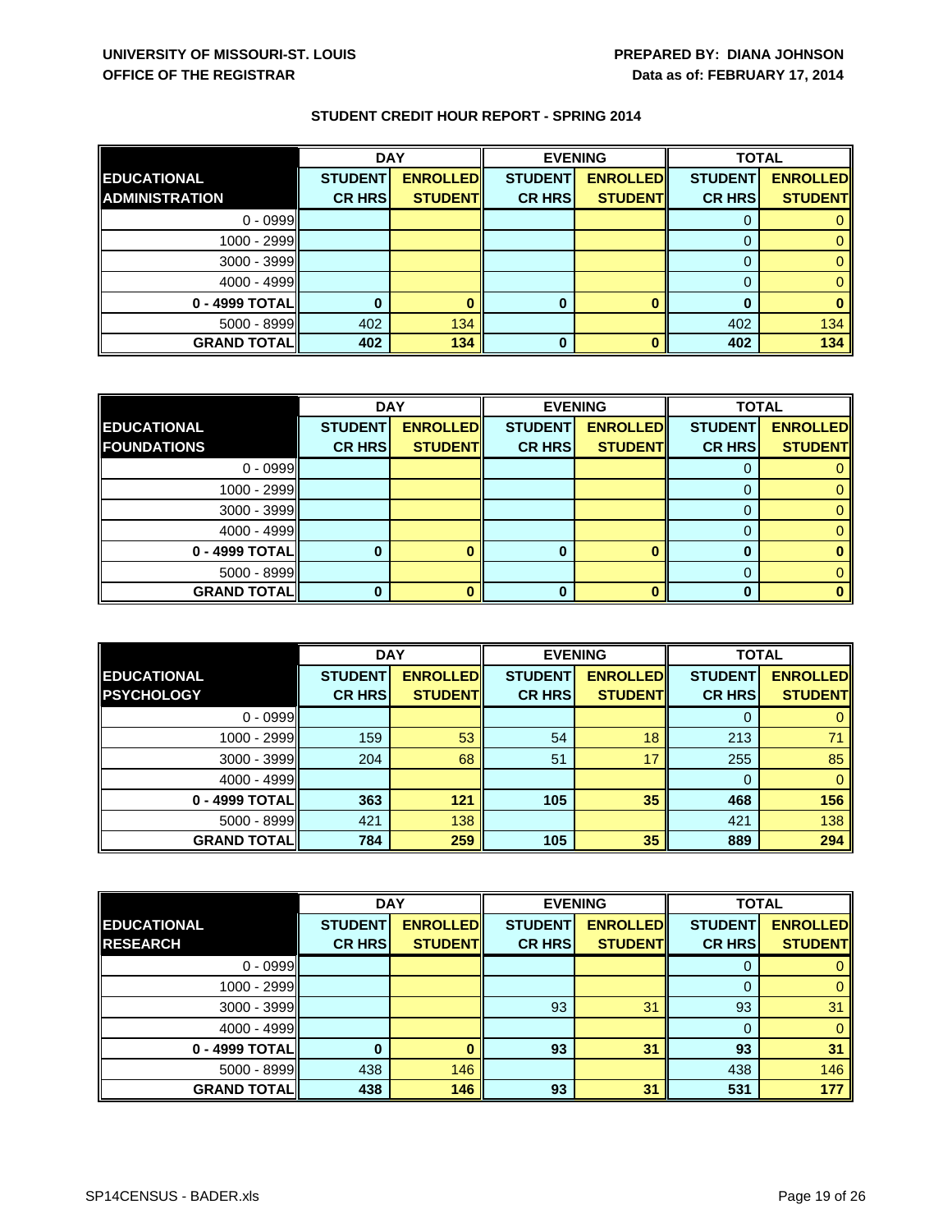UNIVERSITY OF MISSOURI-ST. LOUIS
OFFICE OF THE REGISTRAR

PREPARED BY: DIANA JOHNSON
Data as of: FEBRUARY 17, 2014

## STUDENT CREDIT HOUR REPORT - SPRING 2014

| | DAY | | EVENING | | TOTAL | |
|---|---|---|---|---|---|---|
| **EDUCATIONAL ADMINISTRATION** | **STUDENT CR HRS** | **ENROLLED STUDENT** | **STUDENT CR HRS** | **ENROLLED STUDENT** | **STUDENT CR HRS** | **ENROLLED STUDENT** |
| 0 - 0999 | | | | | 0 | 0 |
| 1000 - 2999 | | | | | 0 | 0 |
| 3000 - 3999 | | | | | 0 | 0 |
| 4000 - 4999 | | | | | 0 | 0 |
| **0 - 4999 TOTAL** | **0** | **0** | **0** | **0** | **0** | **0** |
| 5000 - 8999 | 402 | 134 | | | 402 | 134 |
| **GRAND TOTAL** | **402** | **134** | **0** | **0** | **402** | **134** |

| | DAY | | EVENING | | TOTAL | |
|---|---|---|---|---|---|---|
| **EDUCATIONAL FOUNDATIONS** | **STUDENT CR HRS** | **ENROLLED STUDENT** | **STUDENT CR HRS** | **ENROLLED STUDENT** | **STUDENT CR HRS** | **ENROLLED STUDENT** |
| 0 - 0999 | | | | | 0 | 0 |
| 1000 - 2999 | | | | | 0 | 0 |
| 3000 - 3999 | | | | | 0 | 0 |
| 4000 - 4999 | | | | | 0 | 0 |
| **0 - 4999 TOTAL** | **0** | **0** | **0** | **0** | **0** | **0** |
| 5000 - 8999 | | | | | 0 | 0 |
| **GRAND TOTAL** | **0** | **0** | **0** | **0** | **0** | **0** |

| | DAY | | EVENING | | TOTAL | |
|---|---|---|---|---|---|---|
| **EDUCATIONAL PSYCHOLOGY** | **STUDENT CR HRS** | **ENROLLED STUDENT** | **STUDENT CR HRS** | **ENROLLED STUDENT** | **STUDENT CR HRS** | **ENROLLED STUDENT** |
| 0 - 0999 | | | | | 0 | 0 |
| 1000 - 2999 | 159 | 53 | 54 | 18 | 213 | 71 |
| 3000 - 3999 | 204 | 68 | 51 | 17 | 255 | 85 |
| 4000 - 4999 | | | | | 0 | 0 |
| **0 - 4999 TOTAL** | **363** | **121** | **105** | **35** | **468** | **156** |
| 5000 - 8999 | 421 | 138 | | | 421 | 138 |
| **GRAND TOTAL** | **784** | **259** | **105** | **35** | **889** | **294** |

| | DAY | | EVENING | | TOTAL | |
|---|---|---|---|---|---|---|
| **EDUCATIONAL RESEARCH** | **STUDENT CR HRS** | **ENROLLED STUDENT** | **STUDENT CR HRS** | **ENROLLED STUDENT** | **STUDENT CR HRS** | **ENROLLED STUDENT** |
| 0 - 0999 | | | | | 0 | 0 |
| 1000 - 2999 | | | | | 0 | 0 |
| 3000 - 3999 | | | 93 | 31 | 93 | 31 |
| 4000 - 4999 | | | | | 0 | 0 |
| **0 - 4999 TOTAL** | **0** | **0** | **93** | **31** | **93** | **31** |
| 5000 - 8999 | 438 | 146 | | | 438 | 146 |
| **GRAND TOTAL** | **438** | **146** | **93** | **31** | **531** | **177** |

SP14CENSUS - BADER.xls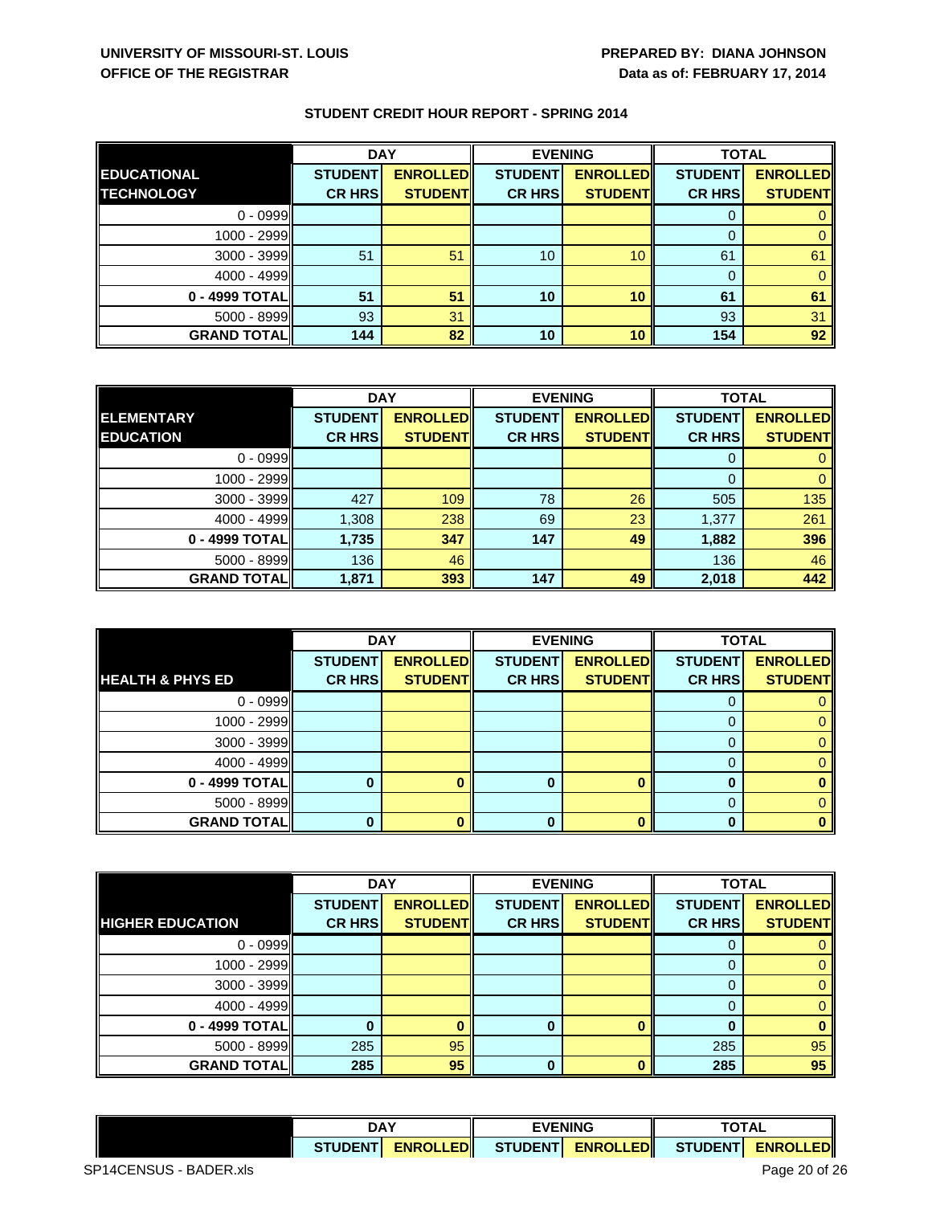UNIVERSITY OF MISSOURI-ST. LOUIS
OFFICE OF THE REGISTRAR

PREPARED BY: DIANA JOHNSON
Data as of: FEBRUARY 17, 2014

## STUDENT CREDIT HOUR REPORT - SPRING 2014

| EDUCATIONAL TECHNOLOGY | DAY | | EVENING | | TOTAL | |
|---|---|---|---|---|---|---|
| | STUDENT CR HRS | ENROLLED STUDENT | STUDENT CR HRS | ENROLLED STUDENT | STUDENT CR HRS | ENROLLED STUDENT |
| 0 - 0999 | | | | | 0 | 0 |
| 1000 - 2999 | | | | | 0 | 0 |
| 3000 - 3999 | 51 | 51 | 10 | 10 | 61 | 61 |
| 4000 - 4999 | | | | | 0 | 0 |
| **0 - 4999 TOTAL** | **51** | **51** | **10** | **10** | **61** | **61** |
| 5000 - 8999 | 93 | 31 | | | 93 | 31 |
| **GRAND TOTAL** | **144** | **82** | **10** | **10** | **154** | **92** |

| ELEMENTARY EDUCATION | DAY | | EVENING | | TOTAL | |
|---|---|---|---|---|---|---|
| | STUDENT CR HRS | ENROLLED STUDENT | STUDENT CR HRS | ENROLLED STUDENT | STUDENT CR HRS | ENROLLED STUDENT |
| 0 - 0999 | | | | | 0 | 0 |
| 1000 - 2999 | | | | | 0 | 0 |
| 3000 - 3999 | 427 | 109 | 78 | 26 | 505 | 135 |
| 4000 - 4999 | 1,308 | 238 | 69 | 23 | 1,377 | 261 |
| **0 - 4999 TOTAL** | **1,735** | **347** | **147** | **49** | **1,882** | **396** |
| 5000 - 8999 | 136 | 46 | | | 136 | 46 |
| **GRAND TOTAL** | **1,871** | **393** | **147** | **49** | **2,018** | **442** |

| HEALTH & PHYS ED | DAY | | EVENING | | TOTAL | |
|---|---|---|---|---|---|---|
| | STUDENT CR HRS | ENROLLED STUDENT | STUDENT CR HRS | ENROLLED STUDENT | STUDENT CR HRS | ENROLLED STUDENT |
| 0 - 0999 | | | | | 0 | 0 |
| 1000 - 2999 | | | | | 0 | 0 |
| 3000 - 3999 | | | | | 0 | 0 |
| 4000 - 4999 | | | | | 0 | 0 |
| **0 - 4999 TOTAL** | **0** | **0** | **0** | **0** | **0** | **0** |
| 5000 - 8999 | | | | | 0 | 0 |
| **GRAND TOTAL** | **0** | **0** | **0** | **0** | **0** | **0** |

| HIGHER EDUCATION | DAY | | EVENING | | TOTAL | |
|---|---|---|---|---|---|---|
| | STUDENT CR HRS | ENROLLED STUDENT | STUDENT CR HRS | ENROLLED STUDENT | STUDENT CR HRS | ENROLLED STUDENT |
| 0 - 0999 | | | | | 0 | 0 |
| 1000 - 2999 | | | | | 0 | 0 |
| 3000 - 3999 | | | | | 0 | 0 |
| 4000 - 4999 | | | | | 0 | 0 |
| **0 - 4999 TOTAL** | **0** | **0** | **0** | **0** | **0** | **0** |
| 5000 - 8999 | 285 | 95 | | | 285 | 95 |
| **GRAND TOTAL** | **285** | **95** | **0** | **0** | **285** | **95** |

| | DAY | | EVENING | | TOTAL | |
|---|---|---|---|---|---|---|
| | STUDENT | ENROLLED | STUDENT | ENROLLED | STUDENT | ENROLLED |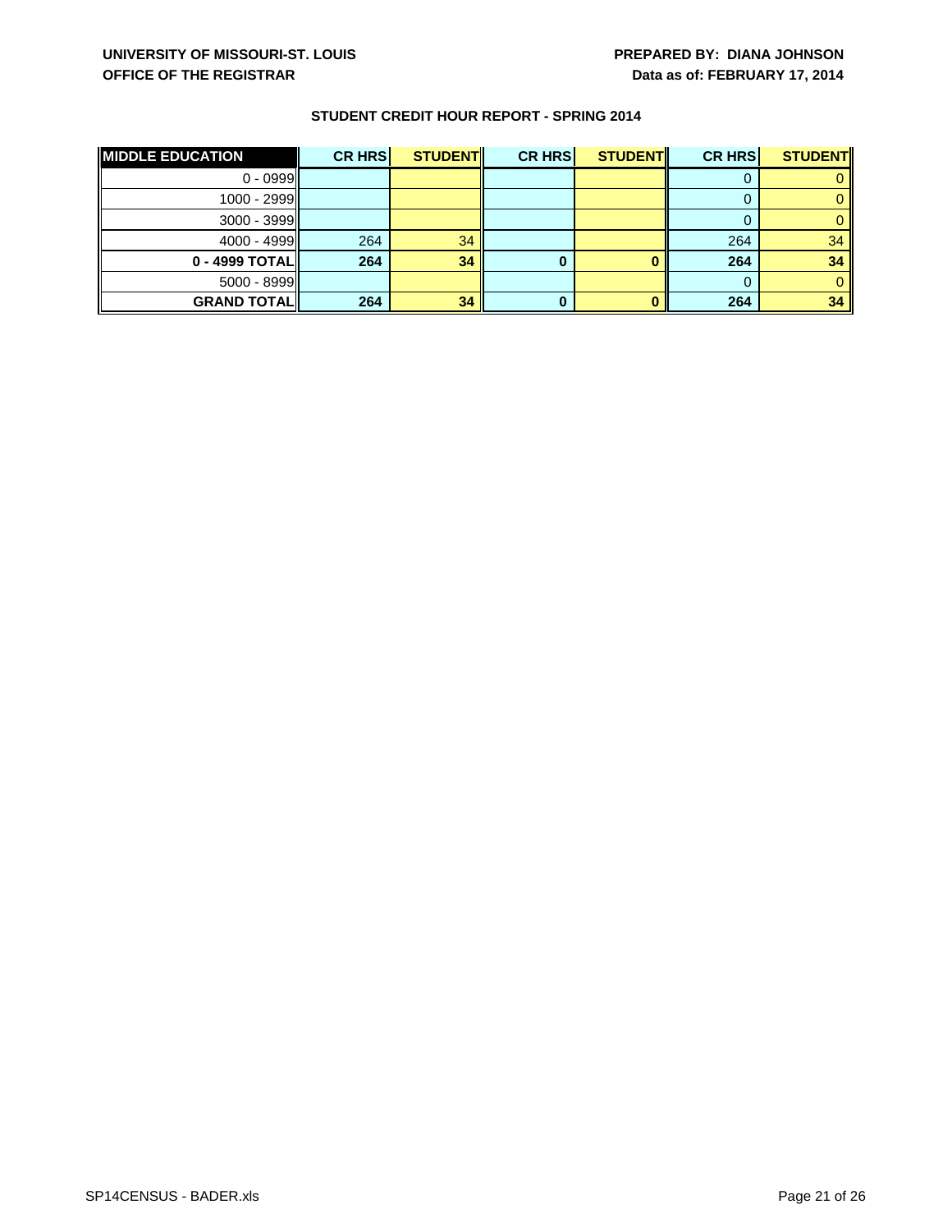UNIVERSITY OF MISSOURI-ST. LOUIS
OFFICE OF THE REGISTRAR

PREPARED BY: DIANA JOHNSON
Data as of: FEBRUARY 17, 2014

## STUDENT CREDIT HOUR REPORT - SPRING 2014

| MIDDLE EDUCATION | CR HRS | STUDENT | CR HRS | STUDENT | CR HRS | STUDENT |
|---|---|---|---|---|---|---|
| 0 - 0999 | | | | | 0 | 0 |
| 1000 - 2999 | | | | | 0 | 0 |
| 3000 - 3999 | | | | | 0 | 0 |
| 4000 - 4999 | 264 | 34 | | | 264 | 34 |
| **0 - 4999 TOTAL** | **264** | **34** | **0** | **0** | **264** | **34** |
| 5000 - 8999 | | | | | 0 | 0 |
| **GRAND TOTAL** | **264** | **34** | **0** | **0** | **264** | **34** |

SP14CENSUS - BADER.xls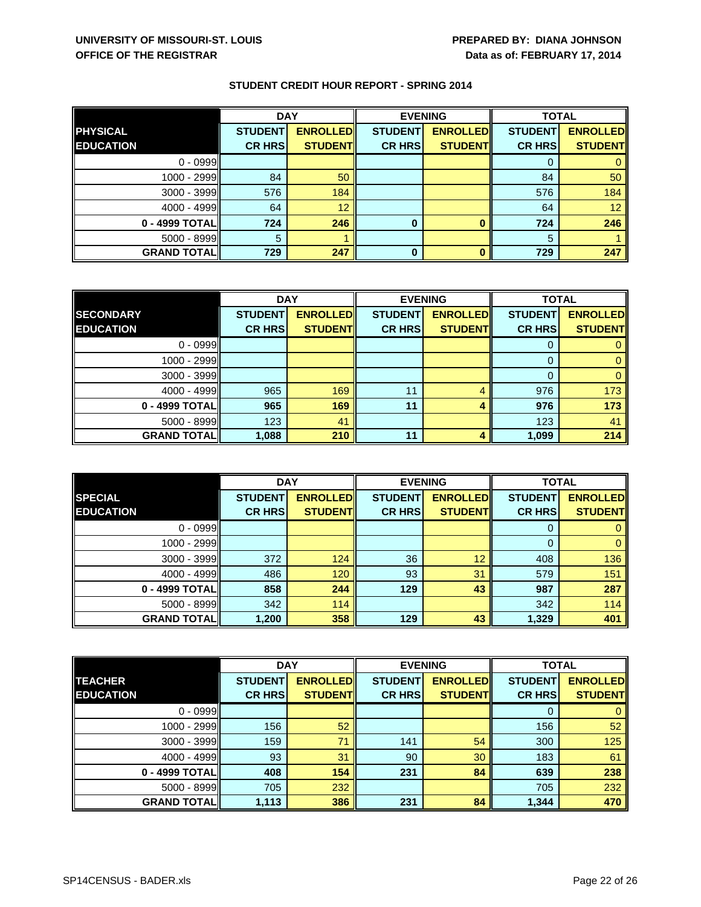**UNIVERSITY OF MISSOURI-ST. LOUIS**
**OFFICE OF THE REGISTRAR**

**PREPARED BY: DIANA JOHNSON**
**Data as of: FEBRUARY 17, 2014**

## STUDENT CREDIT HOUR REPORT - SPRING 2014

| | DAY | | EVENING | | TOTAL | |
|---|---|---|---|---|---|---|
| **PHYSICAL EDUCATION** | **STUDENT CR HRS** | **ENROLLED STUDENT** | **STUDENT CR HRS** | **ENROLLED STUDENT** | **STUDENT CR HRS** | **ENROLLED STUDENT** |
| 0 - 0999 | | | | | 0 | 0 |
| 1000 - 2999 | 84 | 50 | | | 84 | 50 |
| 3000 - 3999 | 576 | 184 | | | 576 | 184 |
| 4000 - 4999 | 64 | 12 | | | 64 | 12 |
| **0 - 4999 TOTAL** | **724** | **246** | **0** | **0** | **724** | **246** |
| 5000 - 8999 | 5 | 1 | | | 5 | 1 |
| **GRAND TOTAL** | **729** | **247** | **0** | **0** | **729** | **247** |

| | DAY | | EVENING | | TOTAL | |
|---|---|---|---|---|---|---|
| **SECONDARY EDUCATION** | **STUDENT CR HRS** | **ENROLLED STUDENT** | **STUDENT CR HRS** | **ENROLLED STUDENT** | **STUDENT CR HRS** | **ENROLLED STUDENT** |
| 0 - 0999 | | | | | 0 | 0 |
| 1000 - 2999 | | | | | 0 | 0 |
| 3000 - 3999 | | | | | 0 | 0 |
| 4000 - 4999 | 965 | 169 | 11 | 4 | 976 | 173 |
| **0 - 4999 TOTAL** | **965** | **169** | **11** | **4** | **976** | **173** |
| 5000 - 8999 | 123 | 41 | | | 123 | 41 |
| **GRAND TOTAL** | **1,088** | **210** | **11** | **4** | **1,099** | **214** |

| | DAY | | EVENING | | TOTAL | |
|---|---|---|---|---|---|---|
| **SPECIAL EDUCATION** | **STUDENT CR HRS** | **ENROLLED STUDENT** | **STUDENT CR HRS** | **ENROLLED STUDENT** | **STUDENT CR HRS** | **ENROLLED STUDENT** |
| 0 - 0999 | | | | | 0 | 0 |
| 1000 - 2999 | | | | | 0 | 0 |
| 3000 - 3999 | 372 | 124 | 36 | 12 | 408 | 136 |
| 4000 - 4999 | 486 | 120 | 93 | 31 | 579 | 151 |
| **0 - 4999 TOTAL** | **858** | **244** | **129** | **43** | **987** | **287** |
| 5000 - 8999 | 342 | 114 | | | 342 | 114 |
| **GRAND TOTAL** | **1,200** | **358** | **129** | **43** | **1,329** | **401** |

| | DAY | | EVENING | | TOTAL | |
|---|---|---|---|---|---|---|
| **TEACHER EDUCATION** | **STUDENT CR HRS** | **ENROLLED STUDENT** | **STUDENT CR HRS** | **ENROLLED STUDENT** | **STUDENT CR HRS** | **ENROLLED STUDENT** |
| 0 - 0999 | | | | | 0 | 0 |
| 1000 - 2999 | 156 | 52 | | | 156 | 52 |
| 3000 - 3999 | 159 | 71 | 141 | 54 | 300 | 125 |
| 4000 - 4999 | 93 | 31 | 90 | 30 | 183 | 61 |
| **0 - 4999 TOTAL** | **408** | **154** | **231** | **84** | **639** | **238** |
| 5000 - 8999 | 705 | 232 | | | 705 | 232 |
| **GRAND TOTAL** | **1,113** | **386** | **231** | **84** | **1,344** | **470** |

SP14CENSUS - BADER.xls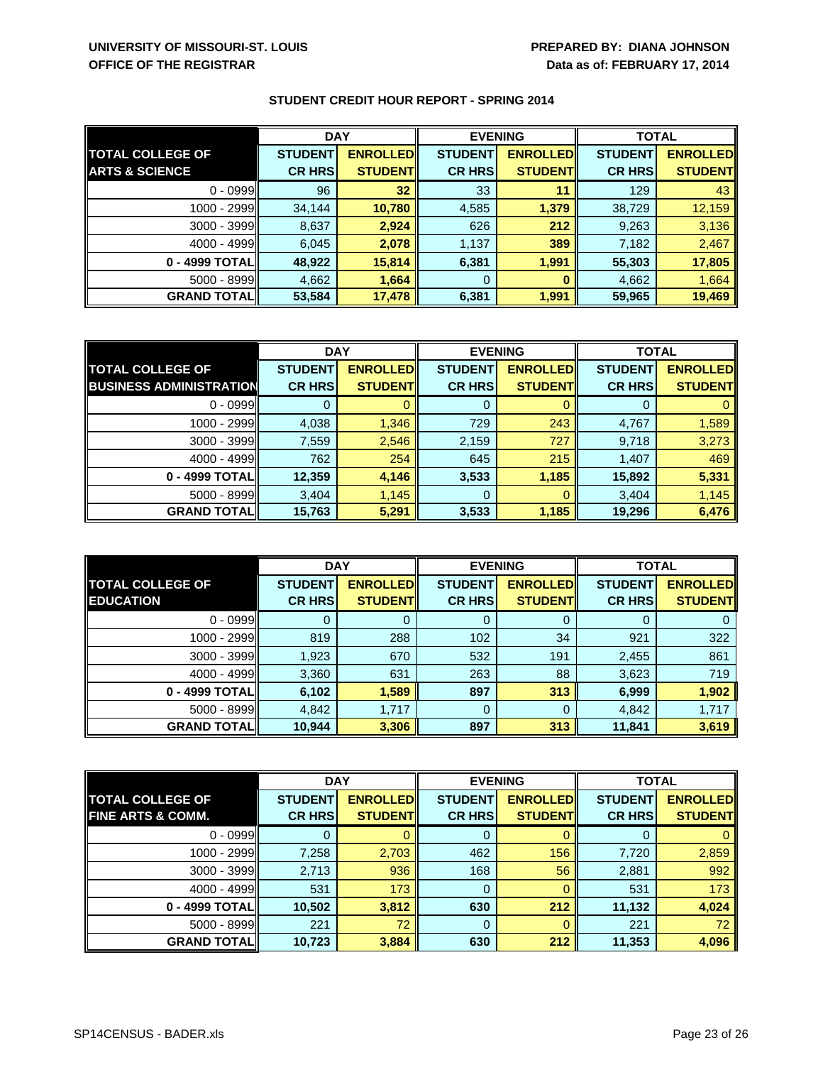UNIVERSITY OF MISSOURI-ST. LOUIS
OFFICE OF THE REGISTRAR

PREPARED BY: DIANA JOHNSON
Data as of: FEBRUARY 17, 2014

## STUDENT CREDIT HOUR REPORT - SPRING 2014

| TOTAL COLLEGE OF ARTS & SCIENCE | DAY | | EVENING | | TOTAL | |
|---|---|---|---|---|---|---|
| | STUDENT CR HRS | ENROLLED STUDENT | STUDENT CR HRS | ENROLLED STUDENT | STUDENT CR HRS | ENROLLED STUDENT |
| 0 - 0999 | 96 | 32 | 33 | 11 | 129 | 43 |
| 1000 - 2999 | 34,144 | 10,780 | 4,585 | 1,379 | 38,729 | 12,159 |
| 3000 - 3999 | 8,637 | 2,924 | 626 | 212 | 9,263 | 3,136 |
| 4000 - 4999 | 6,045 | 2,078 | 1,137 | 389 | 7,182 | 2,467 |
| 0 - 4999 TOTAL | 48,922 | 15,814 | 6,381 | 1,991 | 55,303 | 17,805 |
| 5000 - 8999 | 4,662 | 1,664 | 0 | 0 | 4,662 | 1,664 |
| GRAND TOTAL | 53,584 | 17,478 | 6,381 | 1,991 | 59,965 | 19,469 |

| TOTAL COLLEGE OF BUSINESS ADMINISTRATION | DAY | | EVENING | | TOTAL | |
|---|---|---|---|---|---|---|
| | STUDENT CR HRS | ENROLLED STUDENT | STUDENT CR HRS | ENROLLED STUDENT | STUDENT CR HRS | ENROLLED STUDENT |
| 0 - 0999 | 0 | 0 | 0 | 0 | 0 | 0 |
| 1000 - 2999 | 4,038 | 1,346 | 729 | 243 | 4,767 | 1,589 |
| 3000 - 3999 | 7,559 | 2,546 | 2,159 | 727 | 9,718 | 3,273 |
| 4000 - 4999 | 762 | 254 | 645 | 215 | 1,407 | 469 |
| 0 - 4999 TOTAL | 12,359 | 4,146 | 3,533 | 1,185 | 15,892 | 5,331 |
| 5000 - 8999 | 3,404 | 1,145 | 0 | 0 | 3,404 | 1,145 |
| GRAND TOTAL | 15,763 | 5,291 | 3,533 | 1,185 | 19,296 | 6,476 |

| TOTAL COLLEGE OF EDUCATION | DAY | | EVENING | | TOTAL | |
|---|---|---|---|---|---|---|
| | STUDENT CR HRS | ENROLLED STUDENT | STUDENT CR HRS | ENROLLED STUDENT | STUDENT CR HRS | ENROLLED STUDENT |
| 0 - 0999 | 0 | 0 | 0 | 0 | 0 | 0 |
| 1000 - 2999 | 819 | 288 | 102 | 34 | 921 | 322 |
| 3000 - 3999 | 1,923 | 670 | 532 | 191 | 2,455 | 861 |
| 4000 - 4999 | 3,360 | 631 | 263 | 88 | 3,623 | 719 |
| 0 - 4999 TOTAL | 6,102 | 1,589 | 897 | 313 | 6,999 | 1,902 |
| 5000 - 8999 | 4,842 | 1,717 | 0 | 0 | 4,842 | 1,717 |
| GRAND TOTAL | 10,944 | 3,306 | 897 | 313 | 11,841 | 3,619 |

| TOTAL COLLEGE OF FINE ARTS & COMM. | DAY | | EVENING | | TOTAL | |
|---|---|---|---|---|---|---|
| | STUDENT CR HRS | ENROLLED STUDENT | STUDENT CR HRS | ENROLLED STUDENT | STUDENT CR HRS | ENROLLED STUDENT |
| 0 - 0999 | 0 | 0 | 0 | 0 | 0 | 0 |
| 1000 - 2999 | 7,258 | 2,703 | 462 | 156 | 7,720 | 2,859 |
| 3000 - 3999 | 2,713 | 936 | 168 | 56 | 2,881 | 992 |
| 4000 - 4999 | 531 | 173 | 0 | 0 | 531 | 173 |
| 0 - 4999 TOTAL | 10,502 | 3,812 | 630 | 212 | 11,132 | 4,024 |
| 5000 - 8999 | 221 | 72 | 0 | 0 | 221 | 72 |
| GRAND TOTAL | 10,723 | 3,884 | 630 | 212 | 11,353 | 4,096 |

SP14CENSUS - BADER.xls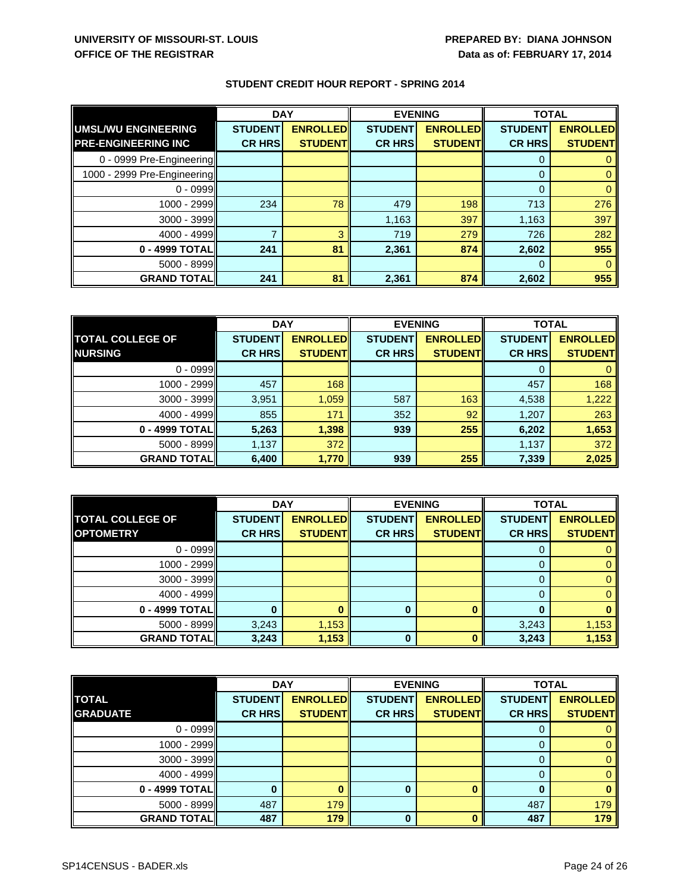UNIVERSITY OF MISSOURI-ST. LOUIS
OFFICE OF THE REGISTRAR

PREPARED BY: DIANA JOHNSON
Data as of: FEBRUARY 17, 2014

## STUDENT CREDIT HOUR REPORT - SPRING 2014

| UMSL/WU ENGINEERING PRE-ENGINEERING INC | DAY | | EVENING | | TOTAL | |
|---|---|---|---|---|---|---|
| | STUDENT CR HRS | ENROLLED STUDENT | STUDENT CR HRS | ENROLLED STUDENT | STUDENT CR HRS | ENROLLED STUDENT |
| 0 - 0999 Pre-Engineering | | | | | 0 | 0 |
| 1000 - 2999 Pre-Engineering | | | | | 0 | 0 |
| 0 - 0999 | | | | | 0 | 0 |
| 1000 - 2999 | 234 | 78 | 479 | 198 | 713 | 276 |
| 3000 - 3999 | | | 1,163 | 397 | 1,163 | 397 |
| 4000 - 4999 | 7 | 3 | 719 | 279 | 726 | 282 |
| **0 - 4999 TOTAL** | **241** | **81** | **2,361** | **874** | **2,602** | **955** |
| 5000 - 8999 | | | | | 0 | 0 |
| **GRAND TOTAL** | **241** | **81** | **2,361** | **874** | **2,602** | **955** |

| TOTAL COLLEGE OF NURSING | DAY | | EVENING | | TOTAL | |
|---|---|---|---|---|---|---|
| | STUDENT CR HRS | ENROLLED STUDENT | STUDENT CR HRS | ENROLLED STUDENT | STUDENT CR HRS | ENROLLED STUDENT |
| 0 - 0999 | | | | | 0 | 0 |
| 1000 - 2999 | 457 | 168 | | | 457 | 168 |
| 3000 - 3999 | 3,951 | 1,059 | 587 | 163 | 4,538 | 1,222 |
| 4000 - 4999 | 855 | 171 | 352 | 92 | 1,207 | 263 |
| **0 - 4999 TOTAL** | **5,263** | **1,398** | **939** | **255** | **6,202** | **1,653** |
| 5000 - 8999 | 1,137 | 372 | | | 1,137 | 372 |
| **GRAND TOTAL** | **6,400** | **1,770** | **939** | **255** | **7,339** | **2,025** |

| TOTAL COLLEGE OF OPTOMETRY | DAY | | EVENING | | TOTAL | |
|---|---|---|---|---|---|---|
| | STUDENT CR HRS | ENROLLED STUDENT | STUDENT CR HRS | ENROLLED STUDENT | STUDENT CR HRS | ENROLLED STUDENT |
| 0 - 0999 | | | | | 0 | 0 |
| 1000 - 2999 | | | | | 0 | 0 |
| 3000 - 3999 | | | | | 0 | 0 |
| 4000 - 4999 | | | | | 0 | 0 |
| **0 - 4999 TOTAL** | **0** | **0** | **0** | **0** | **0** | **0** |
| 5000 - 8999 | 3,243 | 1,153 | | | 3,243 | 1,153 |
| **GRAND TOTAL** | **3,243** | **1,153** | **0** | **0** | **3,243** | **1,153** |

| TOTAL GRADUATE | DAY | | EVENING | | TOTAL | |
|---|---|---|---|---|---|---|
| | STUDENT CR HRS | ENROLLED STUDENT | STUDENT CR HRS | ENROLLED STUDENT | STUDENT CR HRS | ENROLLED STUDENT |
| 0 - 0999 | | | | | 0 | 0 |
| 1000 - 2999 | | | | | 0 | 0 |
| 3000 - 3999 | | | | | 0 | 0 |
| 4000 - 4999 | | | | | 0 | 0 |
| **0 - 4999 TOTAL** | **0** | **0** | **0** | **0** | **0** | **0** |
| 5000 - 8999 | 487 | 179 | | | 487 | 179 |
| **GRAND TOTAL** | **487** | **179** | **0** | **0** | **487** | **179** |

SP14CENSUS - BADER.xls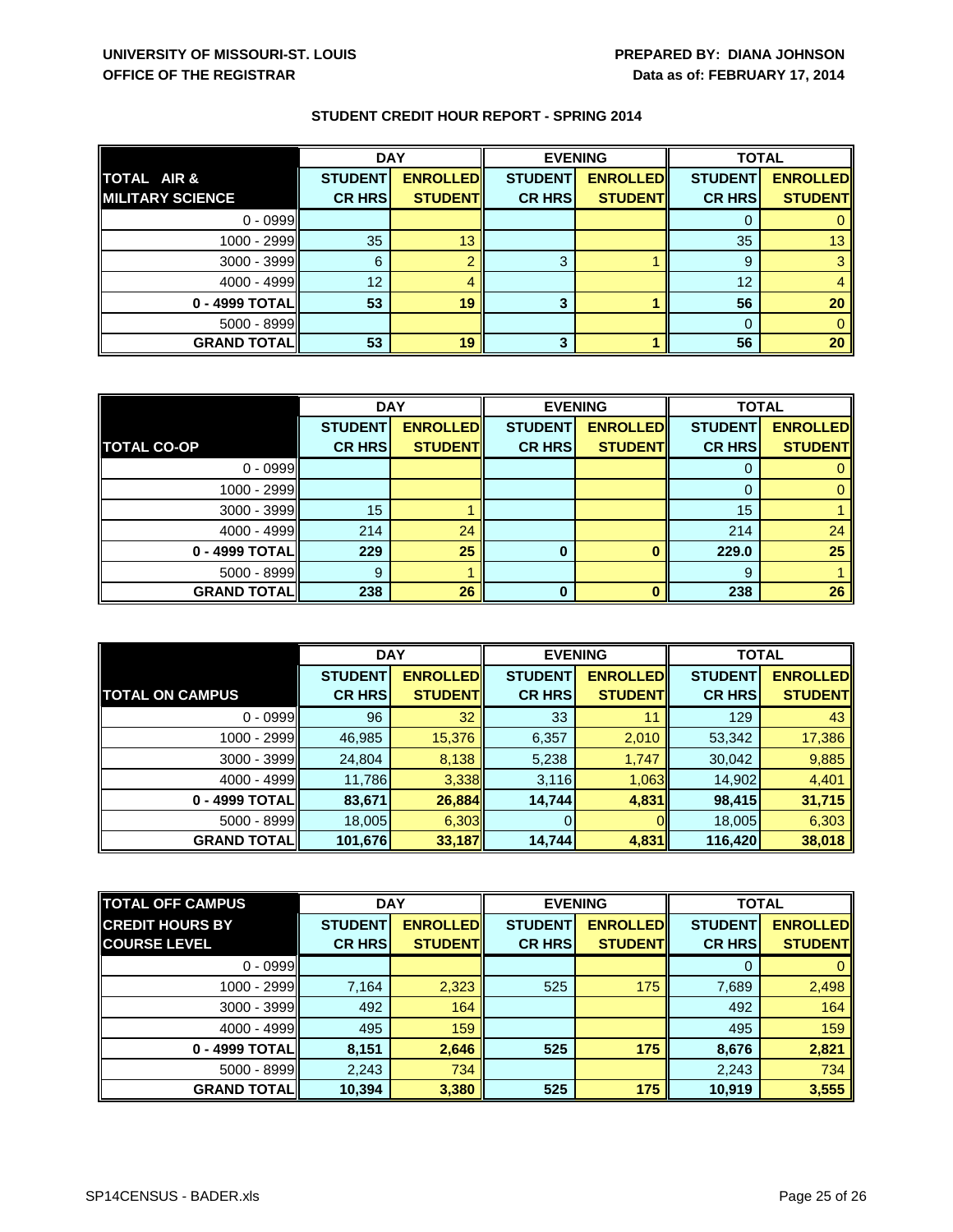UNIVERSITY OF MISSOURI-ST. LOUIS
OFFICE OF THE REGISTRAR

PREPARED BY: DIANA JOHNSON
Data as of: FEBRUARY 17, 2014

## STUDENT CREDIT HOUR REPORT - SPRING 2014

| TOTAL AIR & MILITARY SCIENCE | DAY | | EVENING | | TOTAL | |
|---|---|---|---|---|---|---|
| | STUDENT CR HRS | ENROLLED STUDENT | STUDENT CR HRS | ENROLLED STUDENT | STUDENT CR HRS | ENROLLED STUDENT |
| 0 - 0999 | | | | | 0 | 0 |
| 1000 - 2999 | 35 | 13 | | | 35 | 13 |
| 3000 - 3999 | 6 | 2 | 3 | 1 | 9 | 3 |
| 4000 - 4999 | 12 | 4 | | | 12 | 4 |
| **0 - 4999 TOTAL** | **53** | **19** | **3** | **1** | **56** | **20** |
| 5000 - 8999 | | | | | 0 | 0 |
| **GRAND TOTAL** | **53** | **19** | **3** | **1** | **56** | **20** |

| TOTAL CO-OP | DAY | | EVENING | | TOTAL | |
|---|---|---|---|---|---|---|
| | STUDENT CR HRS | ENROLLED STUDENT | STUDENT CR HRS | ENROLLED STUDENT | STUDENT CR HRS | ENROLLED STUDENT |
| 0 - 0999 | | | | | 0 | 0 |
| 1000 - 2999 | | | | | 0 | 0 |
| 3000 - 3999 | 15 | 1 | | | 15 | 1 |
| 4000 - 4999 | 214 | 24 | | | 214 | 24 |
| **0 - 4999 TOTAL** | **229** | **25** | **0** | **0** | **229.0** | **25** |
| 5000 - 8999 | 9 | 1 | | | 9 | 1 |
| **GRAND TOTAL** | **238** | **26** | **0** | **0** | **238** | **26** |

| TOTAL ON CAMPUS | DAY | | EVENING | | TOTAL | |
|---|---|---|---|---|---|---|
| | STUDENT CR HRS | ENROLLED STUDENT | STUDENT CR HRS | ENROLLED STUDENT | STUDENT CR HRS | ENROLLED STUDENT |
| 0 - 0999 | 96 | 32 | 33 | 11 | 129 | 43 |
| 1000 - 2999 | 46,985 | 15,376 | 6,357 | 2,010 | 53,342 | 17,386 |
| 3000 - 3999 | 24,804 | 8,138 | 5,238 | 1,747 | 30,042 | 9,885 |
| 4000 - 4999 | 11,786 | 3,338 | 3,116 | 1,063 | 14,902 | 4,401 |
| **0 - 4999 TOTAL** | **83,671** | **26,884** | **14,744** | **4,831** | **98,415** | **31,715** |
| 5000 - 8999 | 18,005 | 6,303 | 0 | 0 | 18,005 | 6,303 |
| **GRAND TOTAL** | **101,676** | **33,187** | **14,744** | **4,831** | **116,420** | **38,018** |

| TOTAL OFF CAMPUS CREDIT HOURS BY COURSE LEVEL | DAY | | EVENING | | TOTAL | |
|---|---|---|---|---|---|---|
| | STUDENT CR HRS | ENROLLED STUDENT | STUDENT CR HRS | ENROLLED STUDENT | STUDENT CR HRS | ENROLLED STUDENT |
| 0 - 0999 | | | | | 0 | 0 |
| 1000 - 2999 | 7,164 | 2,323 | 525 | 175 | 7,689 | 2,498 |
| 3000 - 3999 | 492 | 164 | | | 492 | 164 |
| 4000 - 4999 | 495 | 159 | | | 495 | 159 |
| **0 - 4999 TOTAL** | **8,151** | **2,646** | **525** | **175** | **8,676** | **2,821** |
| 5000 - 8999 | 2,243 | 734 | | | 2,243 | 734 |
| **GRAND TOTAL** | **10,394** | **3,380** | **525** | **175** | **10,919** | **3,555** |

SP14CENSUS - BADER.xls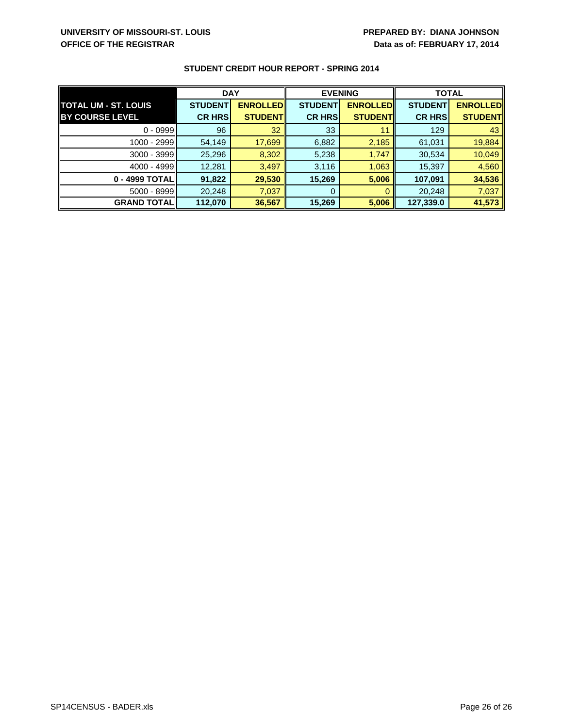UNIVERSITY OF MISSOURI-ST. LOUIS
OFFICE OF THE REGISTRAR

PREPARED BY: DIANA JOHNSON
Data as of: FEBRUARY 17, 2014

## STUDENT CREDIT HOUR REPORT - SPRING 2014

| | DAY | | EVENING | | TOTAL | |
|---|---|---|---|---|---|---|
| **TOTAL UM - ST. LOUIS BY COURSE LEVEL** | **STUDENT CR HRS** | **ENROLLED STUDENT** | **STUDENT CR HRS** | **ENROLLED STUDENT** | **STUDENT CR HRS** | **ENROLLED STUDENT** |
| 0 - 0999 | 96 | 32 | 33 | 11 | 129 | 43 |
| 1000 - 2999 | 54,149 | 17,699 | 6,882 | 2,185 | 61,031 | 19,884 |
| 3000 - 3999 | 25,296 | 8,302 | 5,238 | 1,747 | 30,534 | 10,049 |
| 4000 - 4999 | 12,281 | 3,497 | 3,116 | 1,063 | 15,397 | 4,560 |
| **0 - 4999 TOTAL** | **91,822** | **29,530** | **15,269** | **5,006** | **107,091** | **34,536** |
| 5000 - 8999 | 20,248 | 7,037 | 0 | 0 | 20,248 | 7,037 |
| **GRAND TOTAL** | **112,070** | **36,567** | **15,269** | **5,006** | **127,339.0** | **41,573** |

SP14CENSUS - BADER.xls